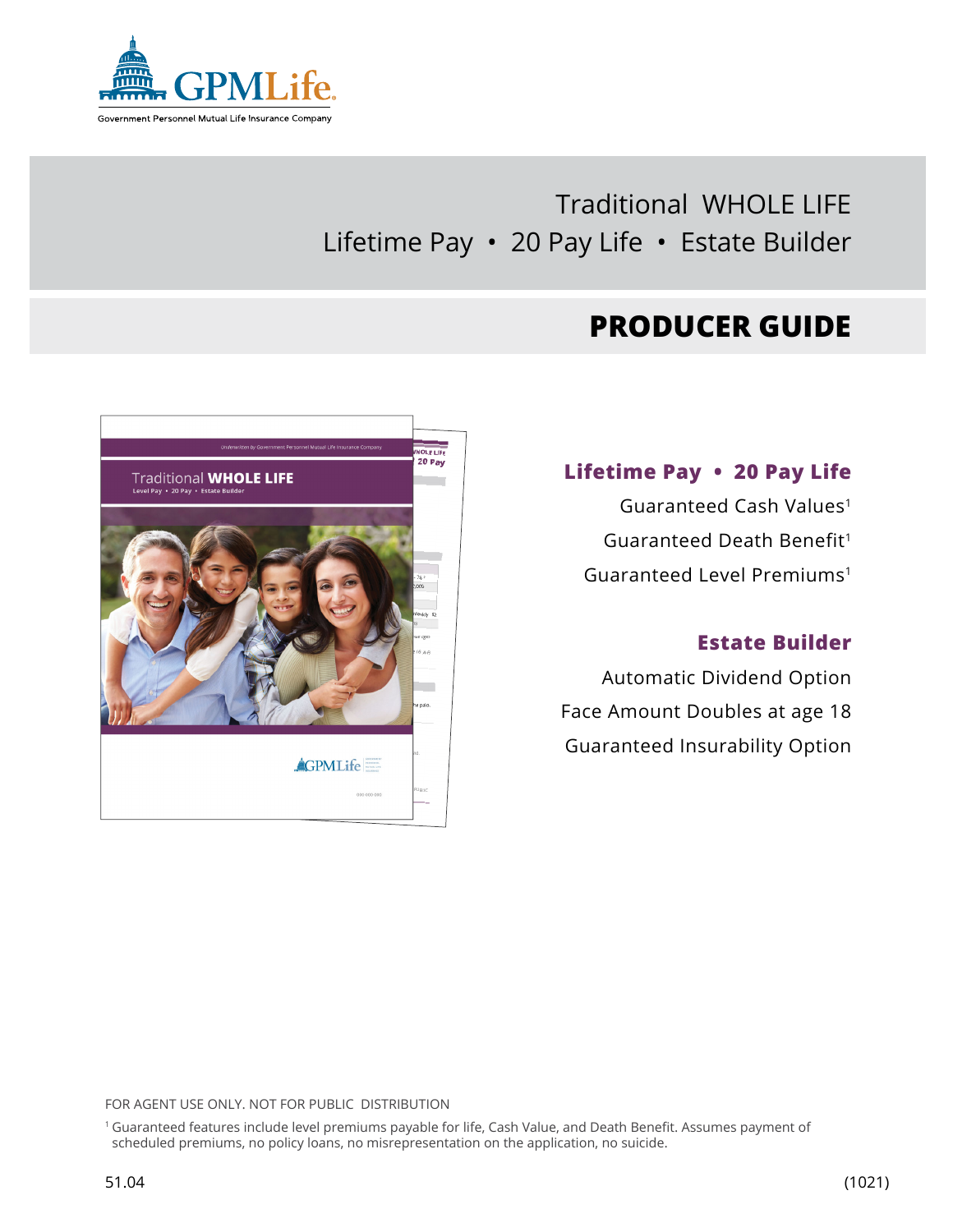GPMLife

Government Personnel Mutual Life Insurance Company

# Traditional WHOLE LIFE

## Lifetime Pay • 20 Pay Life • Estate Builder

# PRODUCER GUIDE

### Lifetime Pay • 20 Pay Life

Guaranteed Cash Values[1]

Guaranteed Death Benefit[1]

Guaranteed Level Premiums[1]

### Estate Builder

Automatic Dividend Option

Face Amount Doubles at age 18

Guaranteed Insurability Option

FOR AGENT USE ONLY. NOT FOR PUBLIC DISTRIBUTION

[1] Guaranteed features include level premiums payable for life, Cash Value, and Death Benefit. Assumes payment of scheduled premiums, no policy loans, no misrepresentation on the application, no suicide.

51.04

(1021)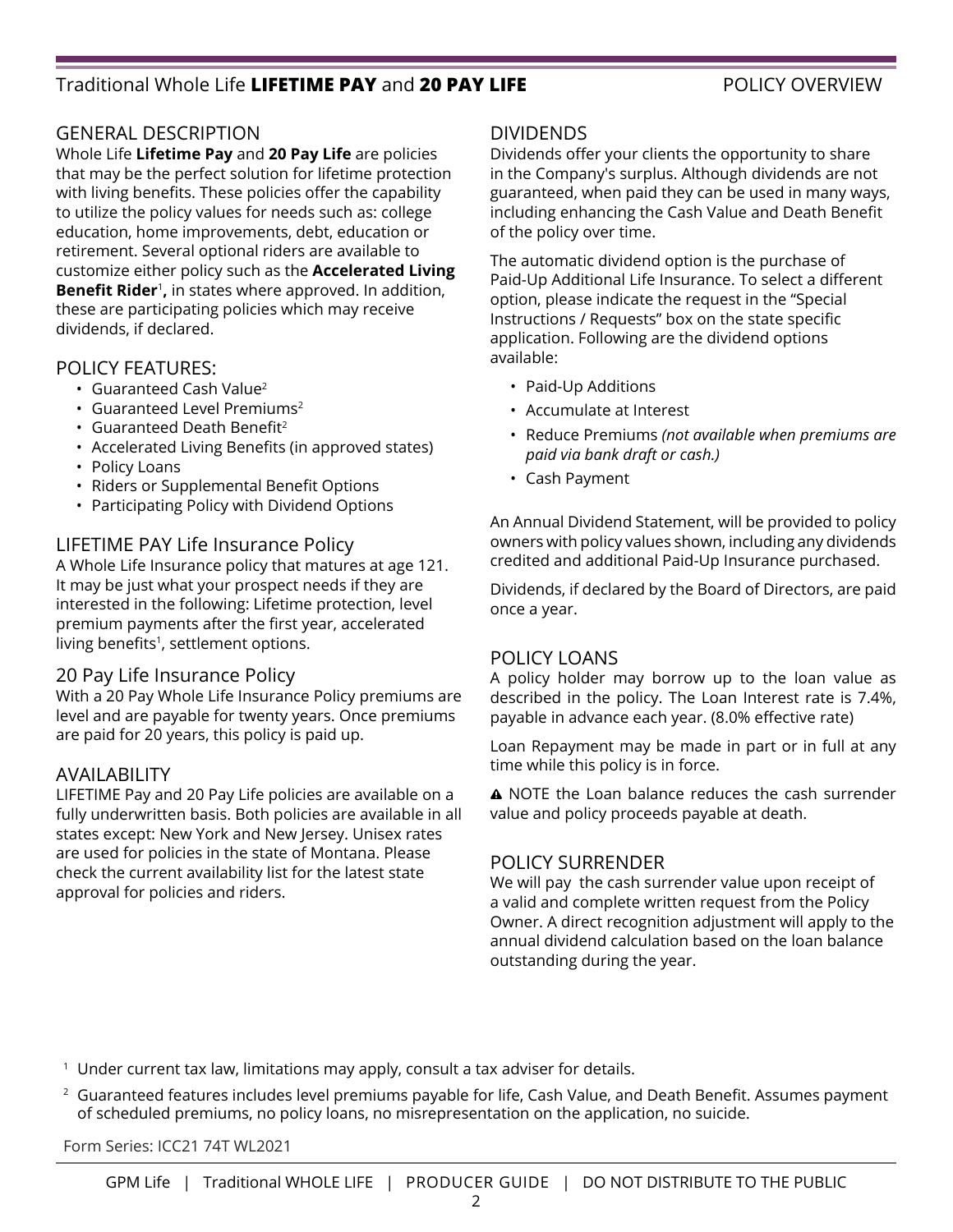# Traditional Whole Life **LIFETIME PAY** and **20 PAY LIFE** — POLICY OVERVIEW

## GENERAL DESCRIPTION

Whole Life **Lifetime Pay** and **20 Pay Life** are policies that may be the perfect solution for lifetime protection with living benefits. These policies offer the capability to utilize the policy values for needs such as: college education, home improvements, debt, education or retirement. Several optional riders are available to customize either policy such as the **Accelerated Living Benefit Rider**[1]**,** in states where approved. In addition, these are participating policies which may receive dividends, if declared.

## POLICY FEATURES:

- Guaranteed Cash Value[2]
- Guaranteed Level Premiums[2]
- Guaranteed Death Benefit[2]
- Accelerated Living Benefits (in approved states)
- Policy Loans
- Riders or Supplemental Benefit Options
- Participating Policy with Dividend Options

## LIFETIME PAY Life Insurance Policy

A Whole Life Insurance policy that matures at age 121. It may be just what your prospect needs if they are interested in the following: Lifetime protection, level premium payments after the first year, accelerated living benefits[1], settlement options.

## 20 Pay Life Insurance Policy

With a 20 Pay Whole Life Insurance Policy premiums are level and are payable for twenty years. Once premiums are paid for 20 years, this policy is paid up.

## AVAILABILITY

LIFETIME Pay and 20 Pay Life policies are available on a fully underwritten basis. Both policies are available in all states except: New York and New Jersey. Unisex rates are used for policies in the state of Montana. Please check the current availability list for the latest state approval for policies and riders.

## DIVIDENDS

Dividends offer your clients the opportunity to share in the Company's surplus. Although dividends are not guaranteed, when paid they can be used in many ways, including enhancing the Cash Value and Death Benefit of the policy over time.

The automatic dividend option is the purchase of Paid-Up Additional Life Insurance. To select a different option, please indicate the request in the "Special Instructions / Requests" box on the state specific application. Following are the dividend options available:

- Paid-Up Additions
- Accumulate at Interest
- Reduce Premiums *(not available when premiums are paid via bank draft or cash.)*
- Cash Payment

An Annual Dividend Statement, will be provided to policy owners with policy values shown, including any dividends credited and additional Paid-Up Insurance purchased.

Dividends, if declared by the Board of Directors, are paid once a year.

## POLICY LOANS

A policy holder may borrow up to the loan value as described in the policy. The Loan Interest rate is 7.4%, payable in advance each year. (8.0% effective rate)

Loan Repayment may be made in part or in full at any time while this policy is in force.

▲ NOTE the Loan balance reduces the cash surrender value and policy proceeds payable at death.

## POLICY SURRENDER

We will pay the cash surrender value upon receipt of a valid and complete written request from the Policy Owner. A direct recognition adjustment will apply to the annual dividend calculation based on the loan balance outstanding during the year.

---

[1] Under current tax law, limitations may apply, consult a tax adviser for details.

[2] Guaranteed features includes level premiums payable for life, Cash Value, and Death Benefit. Assumes payment of scheduled premiums, no policy loans, no misrepresentation on the application, no suicide.

Form Series: ICC21 74T WL2021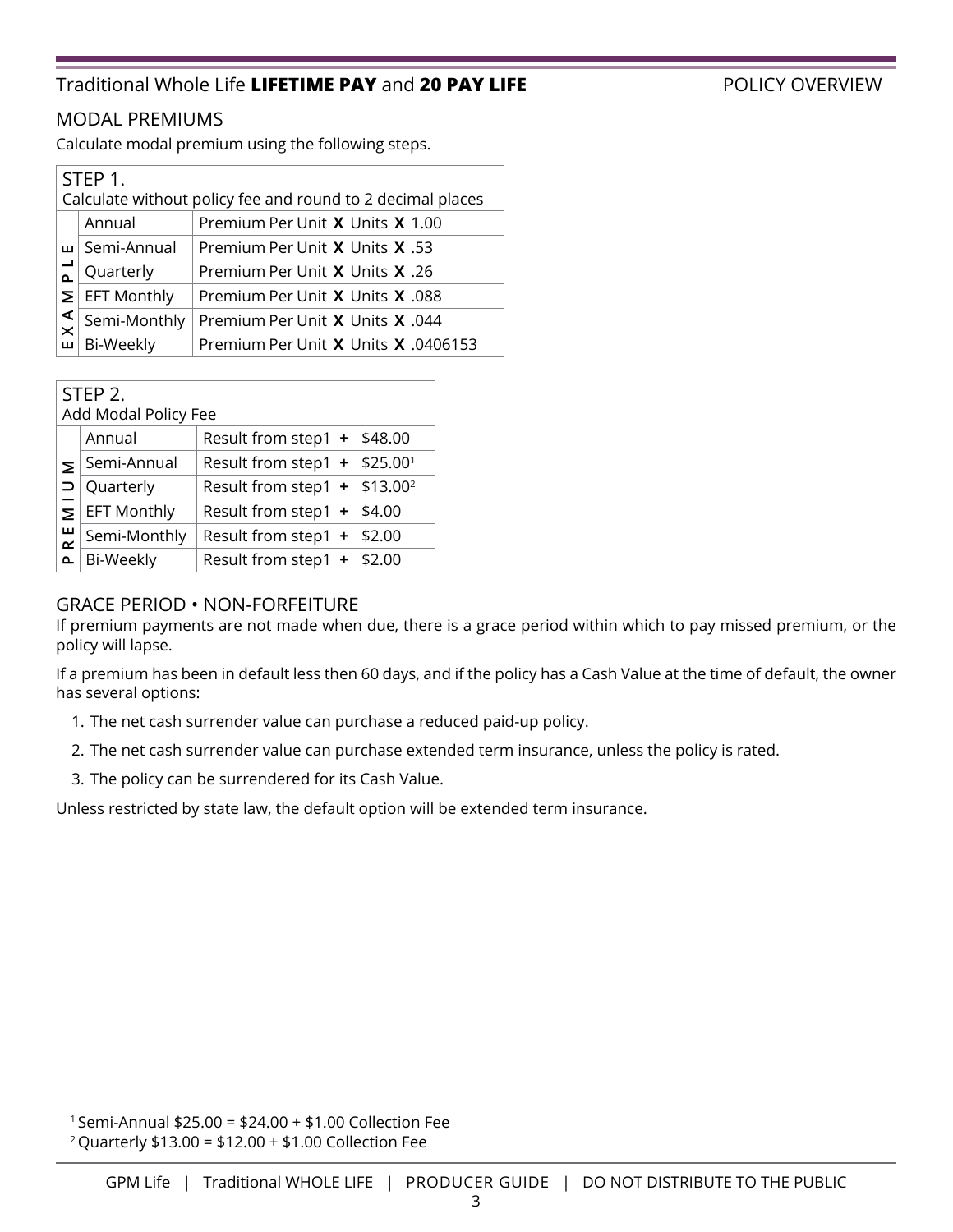## MODAL PREMIUMS

Calculate modal premium using the following steps.

| STEP 1. Calculate without policy fee and round to 2 decimal places | | |
|---|---|---|
| EXAMPLE | Annual | Premium Per Unit **X** Units **X** 1.00 |
| | Semi-Annual | Premium Per Unit **X** Units **X** .53 |
| | Quarterly | Premium Per Unit **X** Units **X** .26 |
| | EFT Monthly | Premium Per Unit **X** Units **X** .088 |
| | Semi-Monthly | Premium Per Unit **X** Units **X** .044 |
| | Bi-Weekly | Premium Per Unit **X** Units **X** .0406153 |

| STEP 2. Add Modal Policy Fee | | |
|---|---|---|
| PREMIUM | Annual | Result from step1 **+** $48.00 |
| | Semi-Annual | Result from step1 **+** $25.00[1] |
| | Quarterly | Result from step1 **+** $13.00[2] |
| | EFT Monthly | Result from step1 **+** $4.00 |
| | Semi-Monthly | Result from step1 **+** $2.00 |
| | Bi-Weekly | Result from step1 **+** $2.00 |

## GRACE PERIOD • NON-FORFEITURE

If premium payments are not made when due, there is a grace period within which to pay missed premium, or the policy will lapse.

If a premium has been in default less then 60 days, and if the policy has a Cash Value at the time of default, the owner has several options:

1. The net cash surrender value can purchase a reduced paid-up policy.
2. The net cash surrender value can purchase extended term insurance, unless the policy is rated.
3. The policy can be surrendered for its Cash Value.

Unless restricted by state law, the default option will be extended term insurance.

[1] Semi-Annual $25.00 = $24.00 + $1.00 Collection Fee
[2] Quarterly $13.00 = $12.00 + $1.00 Collection Fee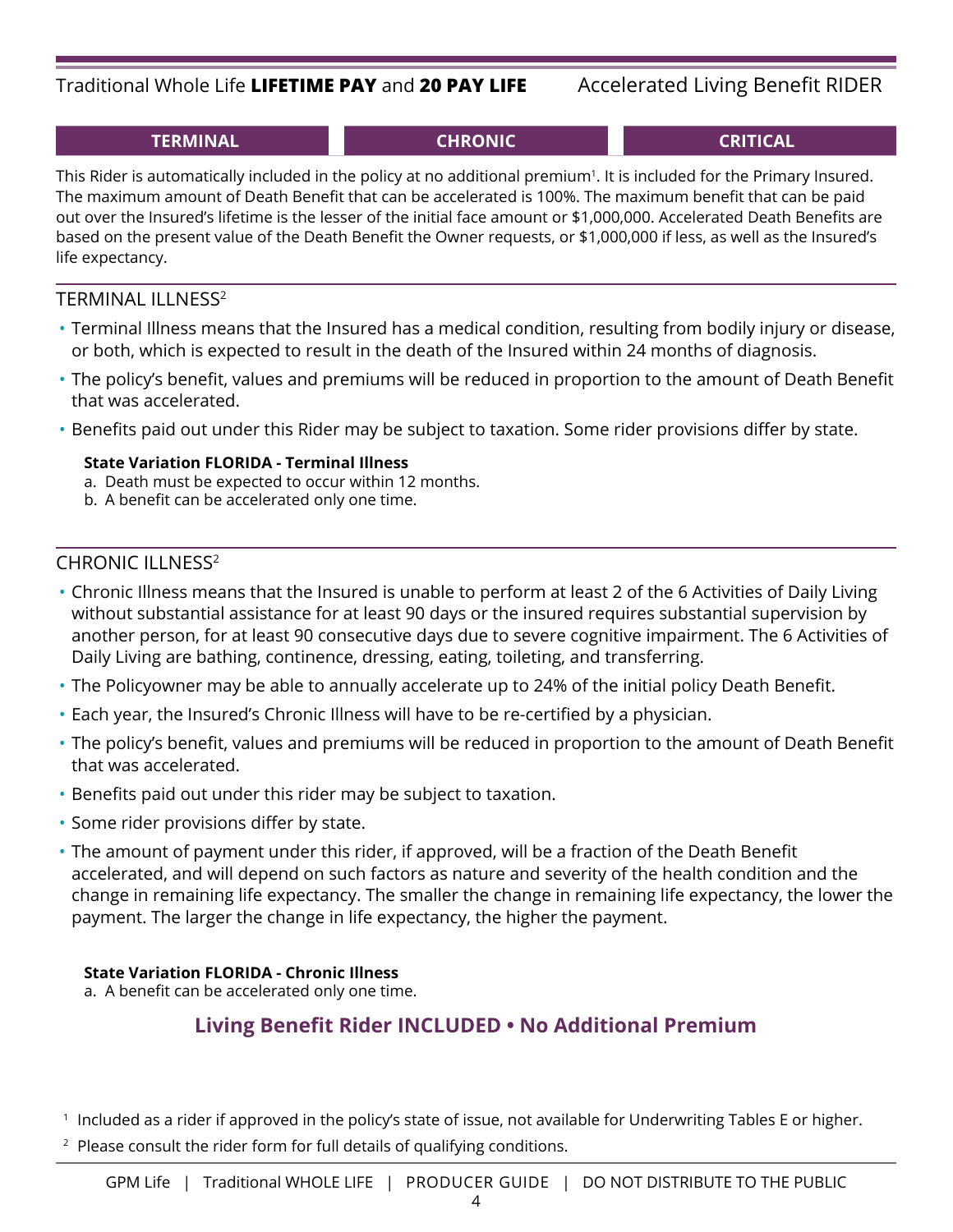Traditional Whole Life **LIFETIME PAY** and **20 PAY LIFE** Accelerated Living Benefit RIDER

| TERMINAL | CHRONIC | CRITICAL |
|---|---|---|

This Rider is automatically included in the policy at no additional premium[1]. It is included for the Primary Insured. The maximum amount of Death Benefit that can be accelerated is 100%. The maximum benefit that can be paid out over the Insured's lifetime is the lesser of the initial face amount or $1,000,000. Accelerated Death Benefits are based on the present value of the Death Benefit the Owner requests, or $1,000,000 if less, as well as the Insured's life expectancy.

## TERMINAL ILLNESS[2]

- Terminal Illness means that the Insured has a medical condition, resulting from bodily injury or disease, or both, which is expected to result in the death of the Insured within 24 months of diagnosis.
- The policy's benefit, values and premiums will be reduced in proportion to the amount of Death Benefit that was accelerated.
- Benefits paid out under this Rider may be subject to taxation. Some rider provisions differ by state.

**State Variation FLORIDA - Terminal Illness**

a. Death must be expected to occur within 12 months.
b. A benefit can be accelerated only one time.

## CHRONIC ILLNESS[2]

- Chronic Illness means that the Insured is unable to perform at least 2 of the 6 Activities of Daily Living without substantial assistance for at least 90 days or the insured requires substantial supervision by another person, for at least 90 consecutive days due to severe cognitive impairment. The 6 Activities of Daily Living are bathing, continence, dressing, eating, toileting, and transferring.
- The Policyowner may be able to annually accelerate up to 24% of the initial policy Death Benefit.
- Each year, the Insured's Chronic Illness will have to be re-certified by a physician.
- The policy's benefit, values and premiums will be reduced in proportion to the amount of Death Benefit that was accelerated.
- Benefits paid out under this rider may be subject to taxation.
- Some rider provisions differ by state.
- The amount of payment under this rider, if approved, will be a fraction of the Death Benefit accelerated, and will depend on such factors as nature and severity of the health condition and the change in remaining life expectancy. The smaller the change in remaining life expectancy, the lower the payment. The larger the change in life expectancy, the higher the payment.

**State Variation FLORIDA - Chronic Illness**

a. A benefit can be accelerated only one time.

**Living Benefit Rider INCLUDED • No Additional Premium**

[1] Included as a rider if approved in the policy's state of issue, not available for Underwriting Tables E or higher.

[2] Please consult the rider form for full details of qualifying conditions.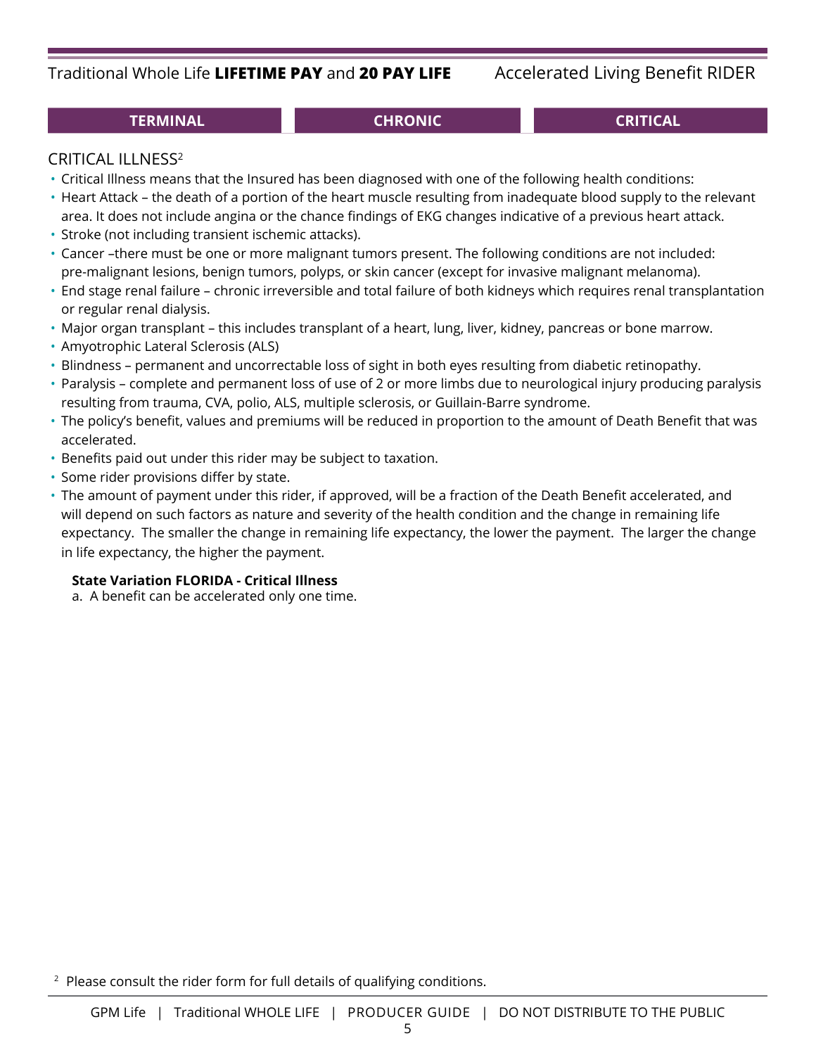# Traditional Whole Life **LIFETIME PAY** and **20 PAY LIFE** — Accelerated Living Benefit RIDER

| TERMINAL | CHRONIC | CRITICAL |
|---|---|---|

## CRITICAL ILLNESS[2]

- Critical Illness means that the Insured has been diagnosed with one of the following health conditions:
- Heart Attack – the death of a portion of the heart muscle resulting from inadequate blood supply to the relevant area. It does not include angina or the chance findings of EKG changes indicative of a previous heart attack.
- Stroke (not including transient ischemic attacks).
- Cancer –there must be one or more malignant tumors present. The following conditions are not included: pre-malignant lesions, benign tumors, polyps, or skin cancer (except for invasive malignant melanoma).
- End stage renal failure – chronic irreversible and total failure of both kidneys which requires renal transplantation or regular renal dialysis.
- Major organ transplant – this includes transplant of a heart, lung, liver, kidney, pancreas or bone marrow.
- Amyotrophic Lateral Sclerosis (ALS)
- Blindness – permanent and uncorrectable loss of sight in both eyes resulting from diabetic retinopathy.
- Paralysis – complete and permanent loss of use of 2 or more limbs due to neurological injury producing paralysis resulting from trauma, CVA, polio, ALS, multiple sclerosis, or Guillain-Barre syndrome.
- The policy's benefit, values and premiums will be reduced in proportion to the amount of Death Benefit that was accelerated.
- Benefits paid out under this rider may be subject to taxation.
- Some rider provisions differ by state.
- The amount of payment under this rider, if approved, will be a fraction of the Death Benefit accelerated, and will depend on such factors as nature and severity of the health condition and the change in remaining life expectancy. The smaller the change in remaining life expectancy, the lower the payment. The larger the change in life expectancy, the higher the payment.

**State Variation FLORIDA - Critical Illness**

a. A benefit can be accelerated only one time.

[2] Please consult the rider form for full details of qualifying conditions.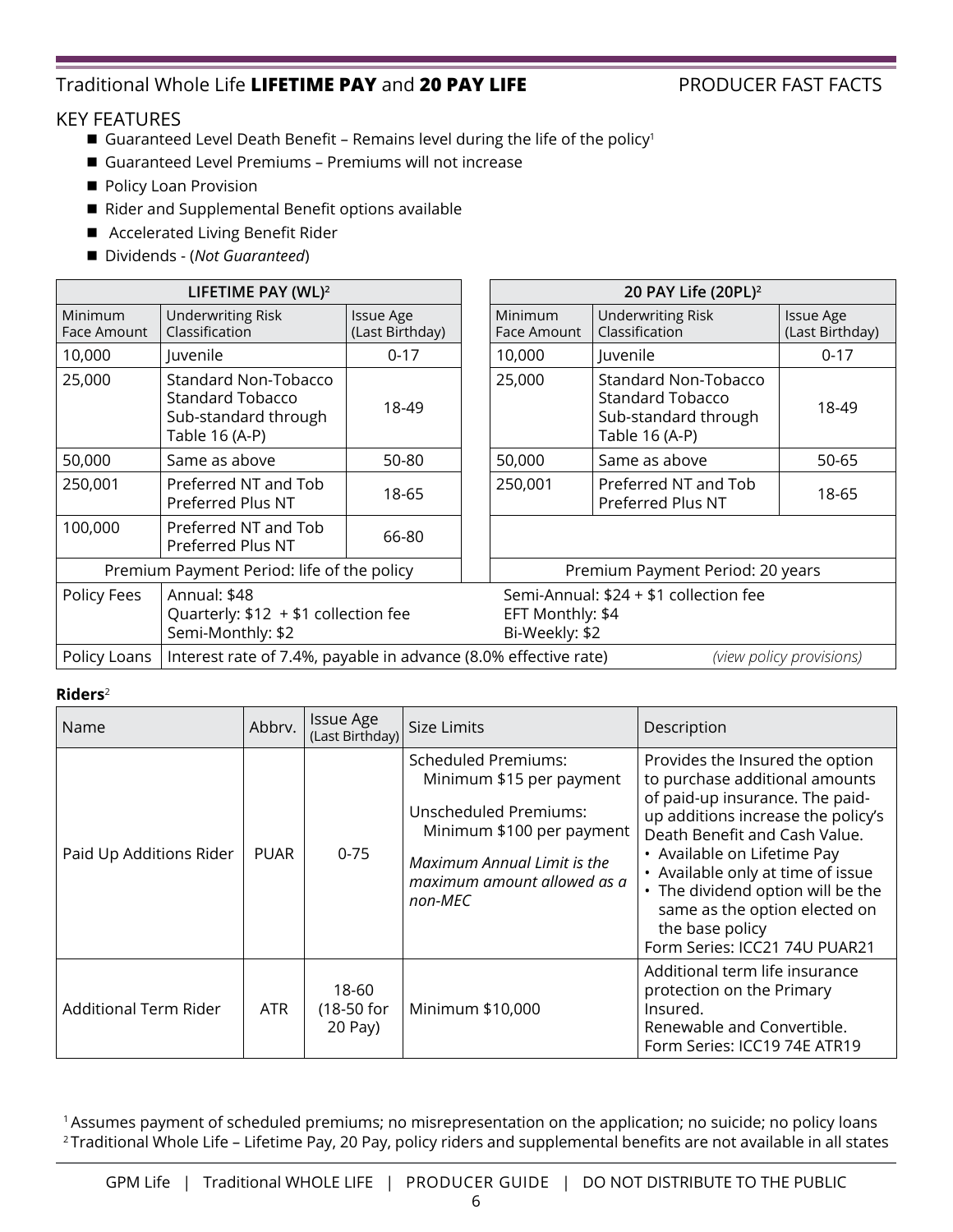# Traditional Whole Life **LIFETIME PAY** and **20 PAY LIFE** — PRODUCER FAST FACTS

## KEY FEATURES

- Guaranteed Level Death Benefit – Remains level during the life of the policy[1]
- Guaranteed Level Premiums – Premiums will not increase
- Policy Loan Provision
- Rider and Supplemental Benefit options available
- Accelerated Living Benefit Rider
- Dividends - (*Not Guaranteed*)

| LIFETIME PAY (WL)[2] | | | 20 PAY Life (20PL)[2] | | |
|---|---|---|---|---|---|
| Minimum Face Amount | Underwriting Risk Classification | Issue Age (Last Birthday) | Minimum Face Amount | Underwriting Risk Classification | Issue Age (Last Birthday) |
| 10,000 | Juvenile | 0-17 | 10,000 | Juvenile | 0-17 |
| 25,000 | Standard Non-Tobacco<br>Standard Tobacco<br>Sub-standard through Table 16 (A-P) | 18-49 | 25,000 | Standard Non-Tobacco<br>Standard Tobacco<br>Sub-standard through Table 16 (A-P) | 18-49 |
| 50,000 | Same as above | 50-80 | 50,000 | Same as above | 50-65 |
| 250,001 | Preferred NT and Tob<br>Preferred Plus NT | 18-65 | 250,001 | Preferred NT and Tob<br>Preferred Plus NT | 18-65 |
| 100,000 | Preferred NT and Tob<br>Preferred Plus NT | 66-80 | | | |
| Premium Payment Period: life of the policy | | | Premium Payment Period: 20 years | | |

| | |
|---|---|
| Policy Fees | Annual: $48<br>Quarterly: $12 + $1 collection fee<br>Semi-Monthly: $2<br>Semi-Annual: $24 + $1 collection fee<br>EFT Monthly: $4<br>Bi-Weekly: $2 |
| Policy Loans | Interest rate of 7.4%, payable in advance (8.0% effective rate) *(view policy provisions)* |

**Riders**[2]

| Name | Abbrv. | Issue Age (Last Birthday) | Size Limits | Description |
|---|---|---|---|---|
| Paid Up Additions Rider | PUAR | 0-75 | Scheduled Premiums: Minimum $15 per payment<br>Unscheduled Premiums: Minimum $100 per payment<br>*Maximum Annual Limit is the maximum amount allowed as a non-MEC* | Provides the Insured the option to purchase additional amounts of paid-up insurance. The paid-up additions increase the policy's Death Benefit and Cash Value.<br>• Available on Lifetime Pay<br>• Available only at time of issue<br>• The dividend option will be the same as the option elected on the base policy<br>Form Series: ICC21 74U PUAR21 |
| Additional Term Rider | ATR | 18-60 (18-50 for 20 Pay) | Minimum $10,000 | Additional term life insurance protection on the Primary Insured.<br>Renewable and Convertible.<br>Form Series: ICC19 74E ATR19 |

[1] Assumes payment of scheduled premiums; no misrepresentation on the application; no suicide; no policy loans
[2] Traditional Whole Life – Lifetime Pay, 20 Pay, policy riders and supplemental benefits are not available in all states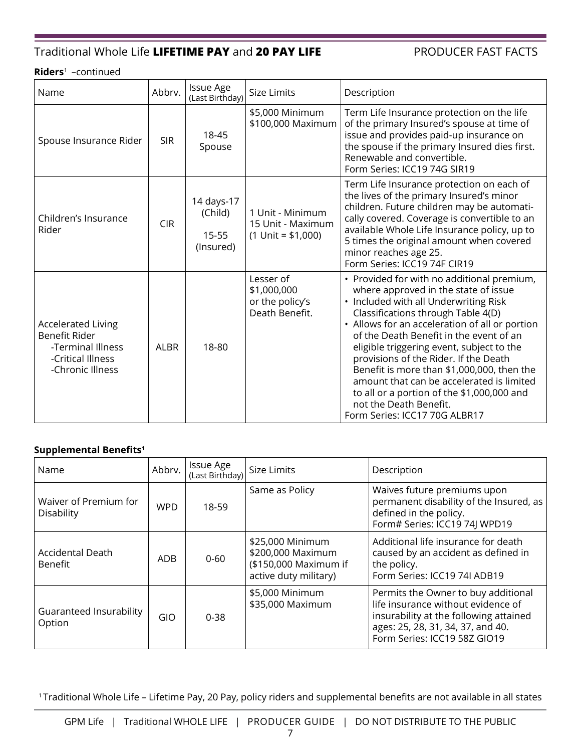**Riders**[1] –continued

| Name | Abbrv. | Issue Age (Last Birthday) | Size Limits | Description |
|---|---|---|---|---|
| Spouse Insurance Rider | SIR | 18-45 Spouse | \$5,000 Minimum<br>\$100,000 Maximum | Term Life Insurance protection on the life of the primary Insured's spouse at time of issue and provides paid-up insurance on the spouse if the primary Insured dies first. Renewable and convertible.<br>Form Series: ICC19 74G SIR19 |
| Children's Insurance Rider | CIR | 14 days-17 (Child)<br>15-55 (Insured) | 1 Unit - Minimum<br>15 Unit - Maximum<br>(1 Unit = \$1,000) | Term Life Insurance protection on each of the lives of the primary Insured's minor children. Future children may be automatically covered. Coverage is convertible to an available Whole Life Insurance policy, up to 5 times the original amount when covered minor reaches age 25.<br>Form Series: ICC19 74F CIR19 |
| Accelerated Living Benefit Rider<br>-Terminal Illness<br>-Critical Illness<br>-Chronic Illness | ALBR | 18-80 | Lesser of \$1,000,000 or the policy's Death Benefit. | • Provided for with no additional premium, where approved in the state of issue<br>• Included with all Underwriting Risk Classifications through Table 4(D)<br>• Allows for an acceleration of all or portion of the Death Benefit in the event of an eligible triggering event, subject to the provisions of the Rider. If the Death Benefit is more than \$1,000,000, then the amount that can be accelerated is limited to all or a portion of the \$1,000,000 and not the Death Benefit.<br>Form Series: ICC17 70G ALBR17 |

**Supplemental Benefits**[1]

| Name | Abbrv. | Issue Age (Last Birthday) | Size Limits | Description |
|---|---|---|---|---|
| Waiver of Premium for Disability | WPD | 18-59 | Same as Policy | Waives future premiums upon permanent disability of the Insured, as defined in the policy.<br>Form# Series: ICC19 74J WPD19 |
| Accidental Death Benefit | ADB | 0-60 | \$25,000 Minimum<br>\$200,000 Maximum<br>(\$150,000 Maximum if active duty military) | Additional life insurance for death caused by an accident as defined in the policy.<br>Form Series: ICC19 74I ADB19 |
| Guaranteed Insurability Option | GIO | 0-38 | \$5,000 Minimum<br>\$35,000 Maximum | Permits the Owner to buy additional life insurance without evidence of insurability at the following attained ages: 25, 28, 31, 34, 37, and 40.<br>Form Series: ICC19 58Z GIO19 |

[1] Traditional Whole Life – Lifetime Pay, 20 Pay, policy riders and supplemental benefits are not available in all states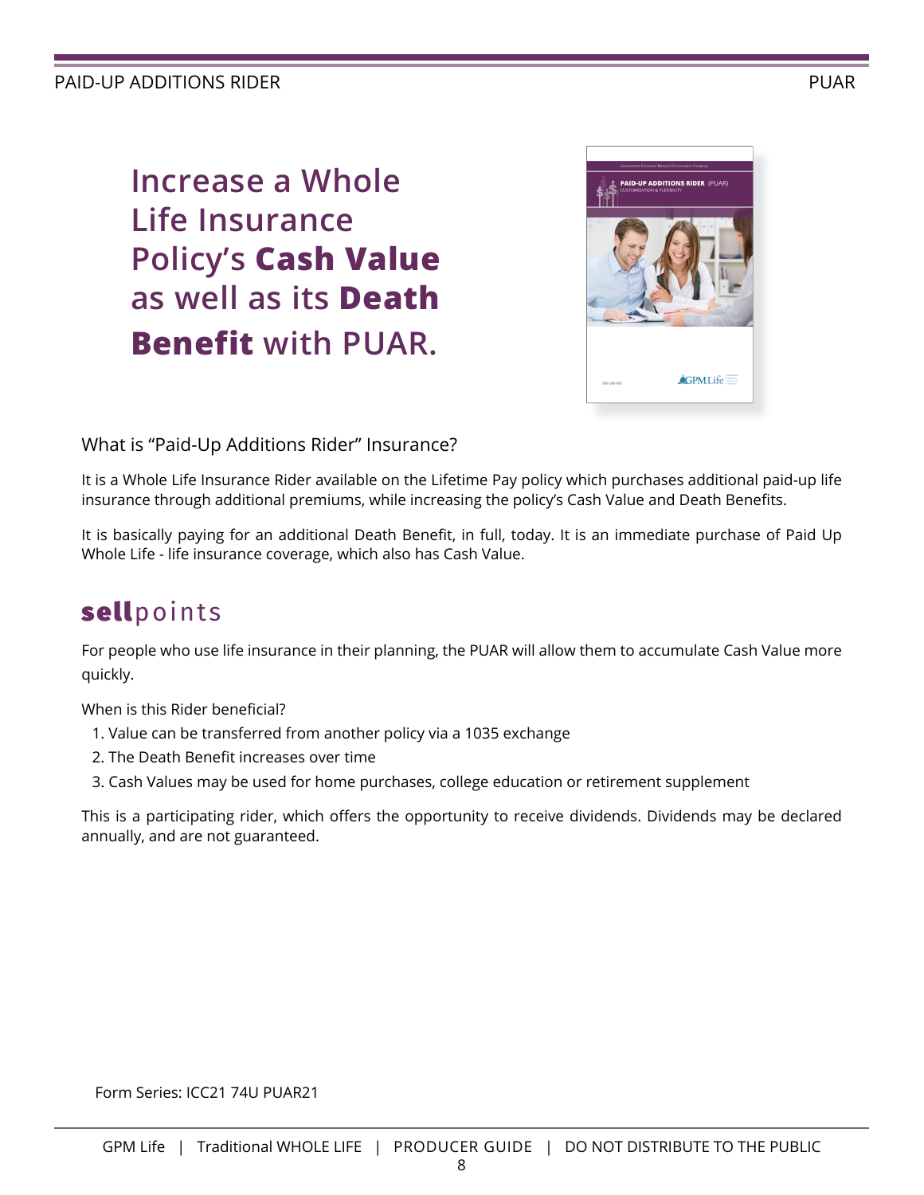# Increase a Whole Life Insurance Policy's **Cash Value** as well as its **Death Benefit** with PUAR.

What is "Paid-Up Additions Rider" Insurance?

It is a Whole Life Insurance Rider available on the Lifetime Pay policy which purchases additional paid-up life insurance through additional premiums, while increasing the policy's Cash Value and Death Benefits.

It is basically paying for an additional Death Benefit, in full, today. It is an immediate purchase of Paid Up Whole Life - life insurance coverage, which also has Cash Value.

## **sell**points

For people who use life insurance in their planning, the PUAR will allow them to accumulate Cash Value more quickly.

When is this Rider beneficial?

1. Value can be transferred from another policy via a 1035 exchange
2. The Death Benefit increases over time
3. Cash Values may be used for home purchases, college education or retirement supplement

This is a participating rider, which offers the opportunity to receive dividends. Dividends may be declared annually, and are not guaranteed.

Form Series: ICC21 74U PUAR21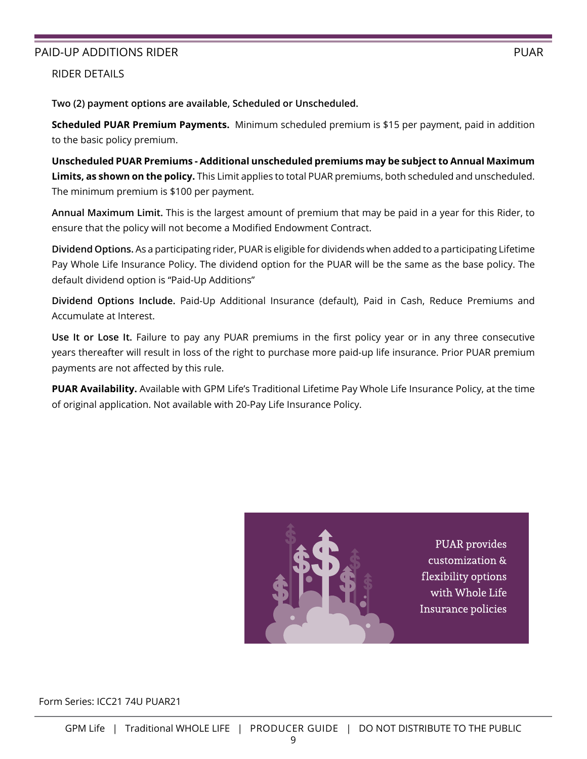## PAID-UP ADDITIONS RIDER PUAR

### RIDER DETAILS

**Two (2) payment options are available, Scheduled or Unscheduled.**

**Scheduled PUAR Premium Payments.** Minimum scheduled premium is $15 per payment, paid in addition to the basic policy premium.

**Unscheduled PUAR Premiums - Additional unscheduled premiums may be subject to Annual Maximum Limits, as shown on the policy.** This Limit applies to total PUAR premiums, both scheduled and unscheduled. The minimum premium is $100 per payment.

**Annual Maximum Limit.** This is the largest amount of premium that may be paid in a year for this Rider, to ensure that the policy will not become a Modified Endowment Contract.

**Dividend Options.** As a participating rider, PUAR is eligible for dividends when added to a participating Lifetime Pay Whole Life Insurance Policy. The dividend option for the PUAR will be the same as the base policy. The default dividend option is "Paid-Up Additions"

**Dividend Options Include.** Paid-Up Additional Insurance (default), Paid in Cash, Reduce Premiums and Accumulate at Interest.

**Use It or Lose It.** Failure to pay any PUAR premiums in the first policy year or in any three consecutive years thereafter will result in loss of the right to purchase more paid-up life insurance. Prior PUAR premium payments are not affected by this rule.

**PUAR Availability.** Available with GPM Life's Traditional Lifetime Pay Whole Life Insurance Policy, at the time of original application. Not available with 20-Pay Life Insurance Policy.

PUAR provides customization & flexibility options with Whole Life Insurance policies

Form Series: ICC21 74U PUAR21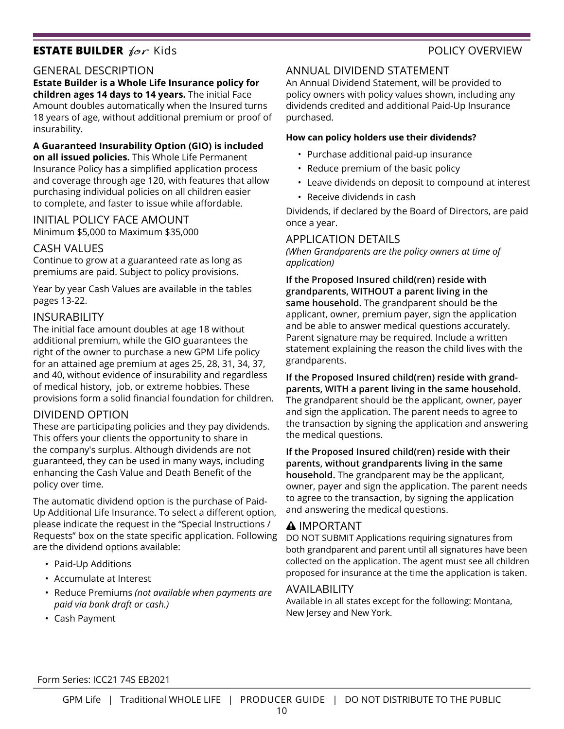**ESTATE BUILDER** *for* Kids — POLICY OVERVIEW

## GENERAL DESCRIPTION

**Estate Builder is a Whole Life Insurance policy for children ages 14 days to 14 years.** The initial Face Amount doubles automatically when the Insured turns 18 years of age, without additional premium or proof of insurability.

**A Guaranteed Insurability Option (GIO) is included on all issued policies.** This Whole Life Permanent Insurance Policy has a simplified application process and coverage through age 120, with features that allow purchasing individual policies on all children easier to complete, and faster to issue while affordable.

## INITIAL POLICY FACE AMOUNT

Minimum $5,000 to Maximum $35,000

## CASH VALUES

Continue to grow at a guaranteed rate as long as premiums are paid. Subject to policy provisions.

Year by year Cash Values are available in the tables pages 13-22.

## INSURABILITY

The initial face amount doubles at age 18 without additional premium, while the GIO guarantees the right of the owner to purchase a new GPM Life policy for an attained age premium at ages 25, 28, 31, 34, 37, and 40, without evidence of insurability and regardless of medical history, job, or extreme hobbies. These provisions form a solid financial foundation for children.

## DIVIDEND OPTION

These are participating policies and they pay dividends. This offers your clients the opportunity to share in the company's surplus. Although dividends are not guaranteed, they can be used in many ways, including enhancing the Cash Value and Death Benefit of the policy over time.

The automatic dividend option is the purchase of Paid-Up Additional Life Insurance. To select a different option, please indicate the request in the “Special Instructions / Requests” box on the state specific application. Following are the dividend options available:

- Paid-Up Additions
- Accumulate at Interest
- Reduce Premiums *(not available when payments are paid via bank draft or cash.)*
- Cash Payment

## ANNUAL DIVIDEND STATEMENT

An Annual Dividend Statement, will be provided to policy owners with policy values shown, including any dividends credited and additional Paid-Up Insurance purchased.

**How can policy holders use their dividends?**

- Purchase additional paid-up insurance
- Reduce premium of the basic policy
- Leave dividends on deposit to compound at interest
- Receive dividends in cash

Dividends, if declared by the Board of Directors, are paid once a year.

## APPLICATION DETAILS

*(When Grandparents are the policy owners at time of application)*

**If the Proposed Insured child(ren) reside with grandparents, WITHOUT a parent living in the same household.** The grandparent should be the applicant, owner, premium payer, sign the application and be able to answer medical questions accurately. Parent signature may be required. Include a written statement explaining the reason the child lives with the grandparents.

**If the Proposed Insured child(ren) reside with grand-parents, WITH a parent living in the same household.** The grandparent should be the applicant, owner, payer and sign the application. The parent needs to agree to the transaction by signing the application and answering the medical questions.

**If the Proposed Insured child(ren) reside with their parents, without grandparents living in the same household.** The grandparent may be the applicant, owner, payer and sign the application. The parent needs to agree to the transaction, by signing the application and answering the medical questions.

## ⚠ IMPORTANT

DO NOT SUBMIT Applications requiring signatures from both grandparent and parent until all signatures have been collected on the application. The agent must see all children proposed for insurance at the time the application is taken.

## AVAILABILITY

Available in all states except for the following: Montana, New Jersey and New York.

Form Series: ICC21 74S EB2021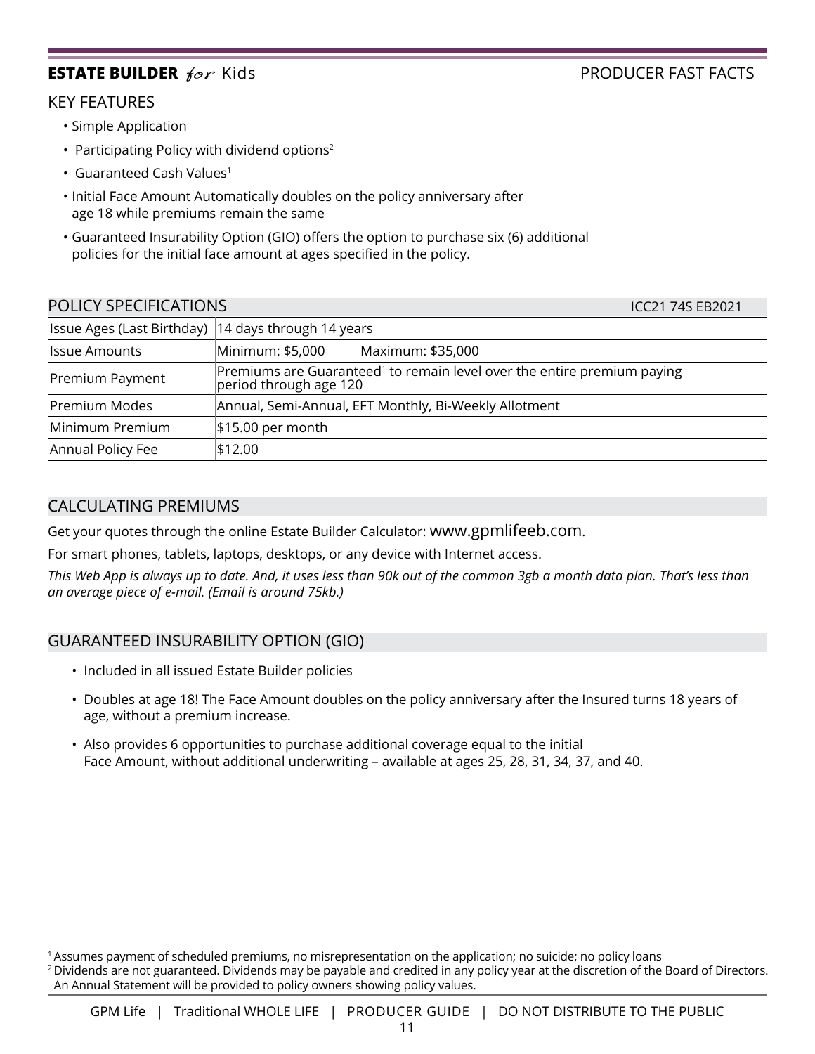## **ESTATE BUILDER** *for* Kids — PRODUCER FAST FACTS

### KEY FEATURES

- Simple Application
- Participating Policy with dividend options[2]
- Guaranteed Cash Values[1]
- Initial Face Amount Automatically doubles on the policy anniversary after age 18 while premiums remain the same
- Guaranteed Insurability Option (GIO) offers the option to purchase six (6) additional policies for the initial face amount at ages specified in the policy.

### POLICY SPECIFICATIONS

ICC21 74S EB2021

| | |
|---|---|
| Issue Ages (Last Birthday) | 14 days through 14 years |
| Issue Amounts | Minimum: $5,000 Maximum: $35,000 |
| Premium Payment | Premiums are Guaranteed[1] to remain level over the entire premium paying period through age 120 |
| Premium Modes | Annual, Semi-Annual, EFT Monthly, Bi-Weekly Allotment |
| Minimum Premium | $15.00 per month |
| Annual Policy Fee | $12.00 |

### CALCULATING PREMIUMS

Get your quotes through the online Estate Builder Calculator: www.gpmlifeeb.com.

For smart phones, tablets, laptops, desktops, or any device with Internet access.

*This Web App is always up to date. And, it uses less than 90k out of the common 3gb a month data plan. That's less than an average piece of e-mail. (Email is around 75kb.)*

### GUARANTEED INSURABILITY OPTION (GIO)

- Included in all issued Estate Builder policies
- Doubles at age 18! The Face Amount doubles on the policy anniversary after the Insured turns 18 years of age, without a premium increase.
- Also provides 6 opportunities to purchase additional coverage equal to the initial Face Amount, without additional underwriting – available at ages 25, 28, 31, 34, 37, and 40.

[1] Assumes payment of scheduled premiums, no misrepresentation on the application; no suicide; no policy loans
[2] Dividends are not guaranteed. Dividends may be payable and credited in any policy year at the discretion of the Board of Directors. An Annual Statement will be provided to policy owners showing policy values.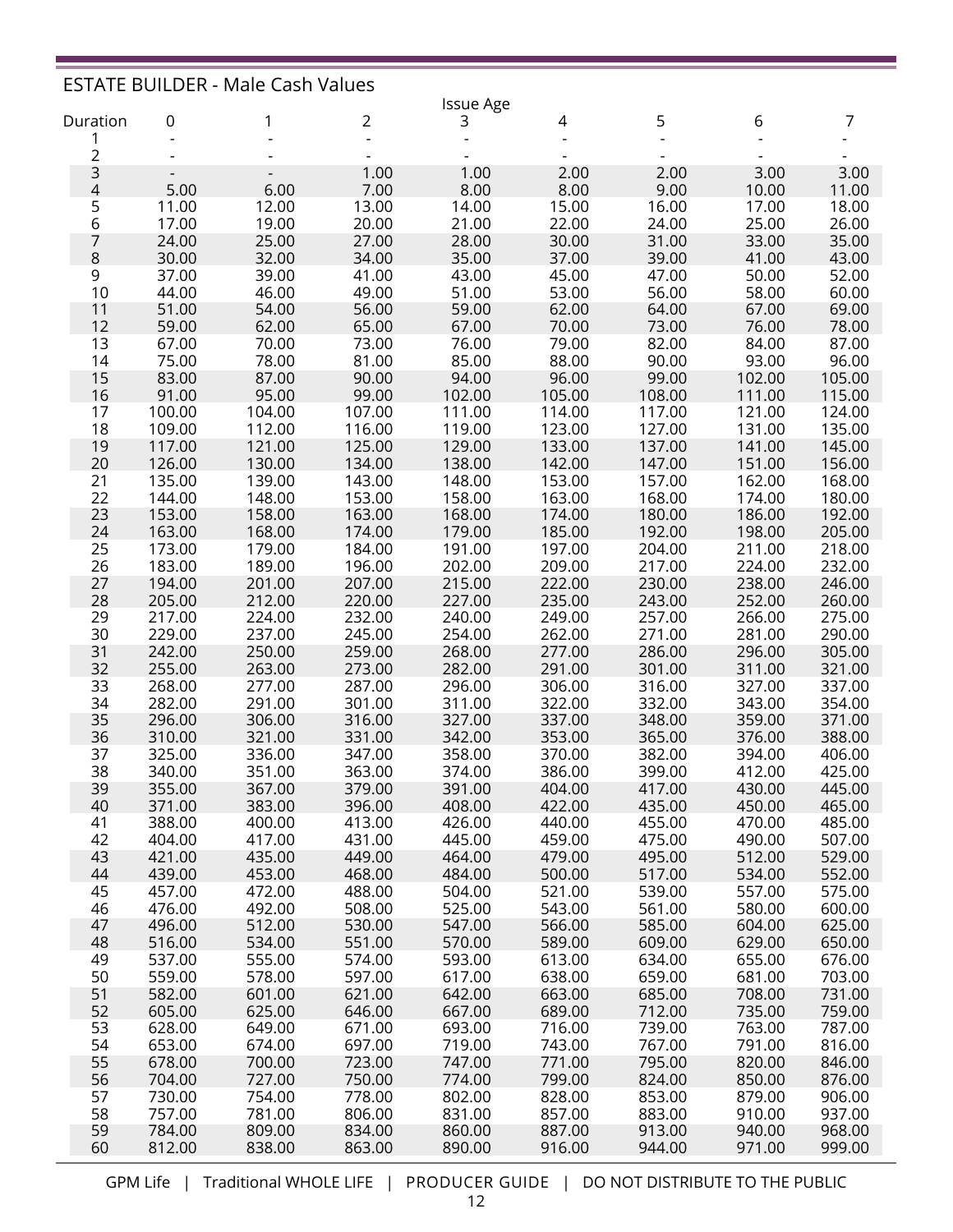## ESTATE BUILDER - Male Cash Values

| | Issue Age | | | | | | | |
|---|---|---|---|---|---|---|---|---|
| Duration | 0 | 1 | 2 | 3 | 4 | 5 | 6 | 7 |
| 1 | - | - | - | - | - | - | - | - |
| 2 | - | - | - | - | - | - | - | - |
| 3 | - | - | 1.00 | 1.00 | 2.00 | 2.00 | 3.00 | 3.00 |
| 4 | 5.00 | 6.00 | 7.00 | 8.00 | 8.00 | 9.00 | 10.00 | 11.00 |
| 5 | 11.00 | 12.00 | 13.00 | 14.00 | 15.00 | 16.00 | 17.00 | 18.00 |
| 6 | 17.00 | 19.00 | 20.00 | 21.00 | 22.00 | 24.00 | 25.00 | 26.00 |
| 7 | 24.00 | 25.00 | 27.00 | 28.00 | 30.00 | 31.00 | 33.00 | 35.00 |
| 8 | 30.00 | 32.00 | 34.00 | 35.00 | 37.00 | 39.00 | 41.00 | 43.00 |
| 9 | 37.00 | 39.00 | 41.00 | 43.00 | 45.00 | 47.00 | 50.00 | 52.00 |
| 10 | 44.00 | 46.00 | 49.00 | 51.00 | 53.00 | 56.00 | 58.00 | 60.00 |
| 11 | 51.00 | 54.00 | 56.00 | 59.00 | 62.00 | 64.00 | 67.00 | 69.00 |
| 12 | 59.00 | 62.00 | 65.00 | 67.00 | 70.00 | 73.00 | 76.00 | 78.00 |
| 13 | 67.00 | 70.00 | 73.00 | 76.00 | 79.00 | 82.00 | 84.00 | 87.00 |
| 14 | 75.00 | 78.00 | 81.00 | 85.00 | 88.00 | 90.00 | 93.00 | 96.00 |
| 15 | 83.00 | 87.00 | 90.00 | 94.00 | 96.00 | 99.00 | 102.00 | 105.00 |
| 16 | 91.00 | 95.00 | 99.00 | 102.00 | 105.00 | 108.00 | 111.00 | 115.00 |
| 17 | 100.00 | 104.00 | 107.00 | 111.00 | 114.00 | 117.00 | 121.00 | 124.00 |
| 18 | 109.00 | 112.00 | 116.00 | 119.00 | 123.00 | 127.00 | 131.00 | 135.00 |
| 19 | 117.00 | 121.00 | 125.00 | 129.00 | 133.00 | 137.00 | 141.00 | 145.00 |
| 20 | 126.00 | 130.00 | 134.00 | 138.00 | 142.00 | 147.00 | 151.00 | 156.00 |
| 21 | 135.00 | 139.00 | 143.00 | 148.00 | 153.00 | 157.00 | 162.00 | 168.00 |
| 22 | 144.00 | 148.00 | 153.00 | 158.00 | 163.00 | 168.00 | 174.00 | 180.00 |
| 23 | 153.00 | 158.00 | 163.00 | 168.00 | 174.00 | 180.00 | 186.00 | 192.00 |
| 24 | 163.00 | 168.00 | 174.00 | 179.00 | 185.00 | 192.00 | 198.00 | 205.00 |
| 25 | 173.00 | 179.00 | 184.00 | 191.00 | 197.00 | 204.00 | 211.00 | 218.00 |
| 26 | 183.00 | 189.00 | 196.00 | 202.00 | 209.00 | 217.00 | 224.00 | 232.00 |
| 27 | 194.00 | 201.00 | 207.00 | 215.00 | 222.00 | 230.00 | 238.00 | 246.00 |
| 28 | 205.00 | 212.00 | 220.00 | 227.00 | 235.00 | 243.00 | 252.00 | 260.00 |
| 29 | 217.00 | 224.00 | 232.00 | 240.00 | 249.00 | 257.00 | 266.00 | 275.00 |
| 30 | 229.00 | 237.00 | 245.00 | 254.00 | 262.00 | 271.00 | 281.00 | 290.00 |
| 31 | 242.00 | 250.00 | 259.00 | 268.00 | 277.00 | 286.00 | 296.00 | 305.00 |
| 32 | 255.00 | 263.00 | 273.00 | 282.00 | 291.00 | 301.00 | 311.00 | 321.00 |
| 33 | 268.00 | 277.00 | 287.00 | 296.00 | 306.00 | 316.00 | 327.00 | 337.00 |
| 34 | 282.00 | 291.00 | 301.00 | 311.00 | 322.00 | 332.00 | 343.00 | 354.00 |
| 35 | 296.00 | 306.00 | 316.00 | 327.00 | 337.00 | 348.00 | 359.00 | 371.00 |
| 36 | 310.00 | 321.00 | 331.00 | 342.00 | 353.00 | 365.00 | 376.00 | 388.00 |
| 37 | 325.00 | 336.00 | 347.00 | 358.00 | 370.00 | 382.00 | 394.00 | 406.00 |
| 38 | 340.00 | 351.00 | 363.00 | 374.00 | 386.00 | 399.00 | 412.00 | 425.00 |
| 39 | 355.00 | 367.00 | 379.00 | 391.00 | 404.00 | 417.00 | 430.00 | 445.00 |
| 40 | 371.00 | 383.00 | 396.00 | 408.00 | 422.00 | 435.00 | 450.00 | 465.00 |
| 41 | 388.00 | 400.00 | 413.00 | 426.00 | 440.00 | 455.00 | 470.00 | 485.00 |
| 42 | 404.00 | 417.00 | 431.00 | 445.00 | 459.00 | 475.00 | 490.00 | 507.00 |
| 43 | 421.00 | 435.00 | 449.00 | 464.00 | 479.00 | 495.00 | 512.00 | 529.00 |
| 44 | 439.00 | 453.00 | 468.00 | 484.00 | 500.00 | 517.00 | 534.00 | 552.00 |
| 45 | 457.00 | 472.00 | 488.00 | 504.00 | 521.00 | 539.00 | 557.00 | 575.00 |
| 46 | 476.00 | 492.00 | 508.00 | 525.00 | 543.00 | 561.00 | 580.00 | 600.00 |
| 47 | 496.00 | 512.00 | 530.00 | 547.00 | 566.00 | 585.00 | 604.00 | 625.00 |
| 48 | 516.00 | 534.00 | 551.00 | 570.00 | 589.00 | 609.00 | 629.00 | 650.00 |
| 49 | 537.00 | 555.00 | 574.00 | 593.00 | 613.00 | 634.00 | 655.00 | 676.00 |
| 50 | 559.00 | 578.00 | 597.00 | 617.00 | 638.00 | 659.00 | 681.00 | 703.00 |
| 51 | 582.00 | 601.00 | 621.00 | 642.00 | 663.00 | 685.00 | 708.00 | 731.00 |
| 52 | 605.00 | 625.00 | 646.00 | 667.00 | 689.00 | 712.00 | 735.00 | 759.00 |
| 53 | 628.00 | 649.00 | 671.00 | 693.00 | 716.00 | 739.00 | 763.00 | 787.00 |
| 54 | 653.00 | 674.00 | 697.00 | 719.00 | 743.00 | 767.00 | 791.00 | 816.00 |
| 55 | 678.00 | 700.00 | 723.00 | 747.00 | 771.00 | 795.00 | 820.00 | 846.00 |
| 56 | 704.00 | 727.00 | 750.00 | 774.00 | 799.00 | 824.00 | 850.00 | 876.00 |
| 57 | 730.00 | 754.00 | 778.00 | 802.00 | 828.00 | 853.00 | 879.00 | 906.00 |
| 58 | 757.00 | 781.00 | 806.00 | 831.00 | 857.00 | 883.00 | 910.00 | 937.00 |
| 59 | 784.00 | 809.00 | 834.00 | 860.00 | 887.00 | 913.00 | 940.00 | 968.00 |
| 60 | 812.00 | 838.00 | 863.00 | 890.00 | 916.00 | 944.00 | 971.00 | 999.00 |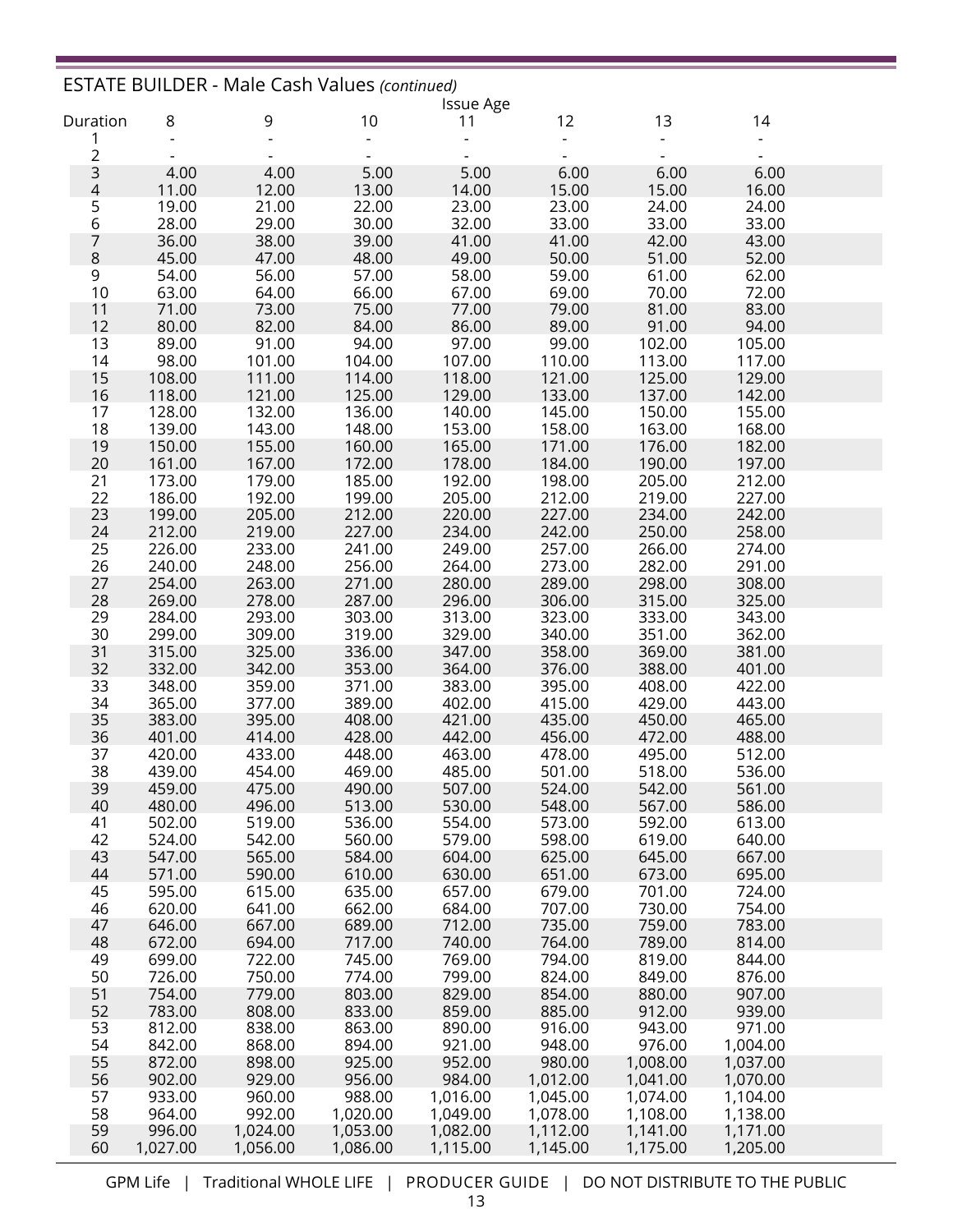## ESTATE BUILDER - Male Cash Values *(continued)*

| | Issue Age | | | | | | |
|---|---|---|---|---|---|---|---|
| Duration | 8 | 9 | 10 | 11 | 12 | 13 | 14 |
| 1 | - | - | - | - | - | - | - |
| 2 | - | - | - | - | - | - | - |
| 3 | 4.00 | 4.00 | 5.00 | 5.00 | 6.00 | 6.00 | 6.00 |
| 4 | 11.00 | 12.00 | 13.00 | 14.00 | 15.00 | 15.00 | 16.00 |
| 5 | 19.00 | 21.00 | 22.00 | 23.00 | 23.00 | 24.00 | 24.00 |
| 6 | 28.00 | 29.00 | 30.00 | 32.00 | 33.00 | 33.00 | 33.00 |
| 7 | 36.00 | 38.00 | 39.00 | 41.00 | 41.00 | 42.00 | 43.00 |
| 8 | 45.00 | 47.00 | 48.00 | 49.00 | 50.00 | 51.00 | 52.00 |
| 9 | 54.00 | 56.00 | 57.00 | 58.00 | 59.00 | 61.00 | 62.00 |
| 10 | 63.00 | 64.00 | 66.00 | 67.00 | 69.00 | 70.00 | 72.00 |
| 11 | 71.00 | 73.00 | 75.00 | 77.00 | 79.00 | 81.00 | 83.00 |
| 12 | 80.00 | 82.00 | 84.00 | 86.00 | 89.00 | 91.00 | 94.00 |
| 13 | 89.00 | 91.00 | 94.00 | 97.00 | 99.00 | 102.00 | 105.00 |
| 14 | 98.00 | 101.00 | 104.00 | 107.00 | 110.00 | 113.00 | 117.00 |
| 15 | 108.00 | 111.00 | 114.00 | 118.00 | 121.00 | 125.00 | 129.00 |
| 16 | 118.00 | 121.00 | 125.00 | 129.00 | 133.00 | 137.00 | 142.00 |
| 17 | 128.00 | 132.00 | 136.00 | 140.00 | 145.00 | 150.00 | 155.00 |
| 18 | 139.00 | 143.00 | 148.00 | 153.00 | 158.00 | 163.00 | 168.00 |
| 19 | 150.00 | 155.00 | 160.00 | 165.00 | 171.00 | 176.00 | 182.00 |
| 20 | 161.00 | 167.00 | 172.00 | 178.00 | 184.00 | 190.00 | 197.00 |
| 21 | 173.00 | 179.00 | 185.00 | 192.00 | 198.00 | 205.00 | 212.00 |
| 22 | 186.00 | 192.00 | 199.00 | 205.00 | 212.00 | 219.00 | 227.00 |
| 23 | 199.00 | 205.00 | 212.00 | 220.00 | 227.00 | 234.00 | 242.00 |
| 24 | 212.00 | 219.00 | 227.00 | 234.00 | 242.00 | 250.00 | 258.00 |
| 25 | 226.00 | 233.00 | 241.00 | 249.00 | 257.00 | 266.00 | 274.00 |
| 26 | 240.00 | 248.00 | 256.00 | 264.00 | 273.00 | 282.00 | 291.00 |
| 27 | 254.00 | 263.00 | 271.00 | 280.00 | 289.00 | 298.00 | 308.00 |
| 28 | 269.00 | 278.00 | 287.00 | 296.00 | 306.00 | 315.00 | 325.00 |
| 29 | 284.00 | 293.00 | 303.00 | 313.00 | 323.00 | 333.00 | 343.00 |
| 30 | 299.00 | 309.00 | 319.00 | 329.00 | 340.00 | 351.00 | 362.00 |
| 31 | 315.00 | 325.00 | 336.00 | 347.00 | 358.00 | 369.00 | 381.00 |
| 32 | 332.00 | 342.00 | 353.00 | 364.00 | 376.00 | 388.00 | 401.00 |
| 33 | 348.00 | 359.00 | 371.00 | 383.00 | 395.00 | 408.00 | 422.00 |
| 34 | 365.00 | 377.00 | 389.00 | 402.00 | 415.00 | 429.00 | 443.00 |
| 35 | 383.00 | 395.00 | 408.00 | 421.00 | 435.00 | 450.00 | 465.00 |
| 36 | 401.00 | 414.00 | 428.00 | 442.00 | 456.00 | 472.00 | 488.00 |
| 37 | 420.00 | 433.00 | 448.00 | 463.00 | 478.00 | 495.00 | 512.00 |
| 38 | 439.00 | 454.00 | 469.00 | 485.00 | 501.00 | 518.00 | 536.00 |
| 39 | 459.00 | 475.00 | 490.00 | 507.00 | 524.00 | 542.00 | 561.00 |
| 40 | 480.00 | 496.00 | 513.00 | 530.00 | 548.00 | 567.00 | 586.00 |
| 41 | 502.00 | 519.00 | 536.00 | 554.00 | 573.00 | 592.00 | 613.00 |
| 42 | 524.00 | 542.00 | 560.00 | 579.00 | 598.00 | 619.00 | 640.00 |
| 43 | 547.00 | 565.00 | 584.00 | 604.00 | 625.00 | 645.00 | 667.00 |
| 44 | 571.00 | 590.00 | 610.00 | 630.00 | 651.00 | 673.00 | 695.00 |
| 45 | 595.00 | 615.00 | 635.00 | 657.00 | 679.00 | 701.00 | 724.00 |
| 46 | 620.00 | 641.00 | 662.00 | 684.00 | 707.00 | 730.00 | 754.00 |
| 47 | 646.00 | 667.00 | 689.00 | 712.00 | 735.00 | 759.00 | 783.00 |
| 48 | 672.00 | 694.00 | 717.00 | 740.00 | 764.00 | 789.00 | 814.00 |
| 49 | 699.00 | 722.00 | 745.00 | 769.00 | 794.00 | 819.00 | 844.00 |
| 50 | 726.00 | 750.00 | 774.00 | 799.00 | 824.00 | 849.00 | 876.00 |
| 51 | 754.00 | 779.00 | 803.00 | 829.00 | 854.00 | 880.00 | 907.00 |
| 52 | 783.00 | 808.00 | 833.00 | 859.00 | 885.00 | 912.00 | 939.00 |
| 53 | 812.00 | 838.00 | 863.00 | 890.00 | 916.00 | 943.00 | 971.00 |
| 54 | 842.00 | 868.00 | 894.00 | 921.00 | 948.00 | 976.00 | 1,004.00 |
| 55 | 872.00 | 898.00 | 925.00 | 952.00 | 980.00 | 1,008.00 | 1,037.00 |
| 56 | 902.00 | 929.00 | 956.00 | 984.00 | 1,012.00 | 1,041.00 | 1,070.00 |
| 57 | 933.00 | 960.00 | 988.00 | 1,016.00 | 1,045.00 | 1,074.00 | 1,104.00 |
| 58 | 964.00 | 992.00 | 1,020.00 | 1,049.00 | 1,078.00 | 1,108.00 | 1,138.00 |
| 59 | 996.00 | 1,024.00 | 1,053.00 | 1,082.00 | 1,112.00 | 1,141.00 | 1,171.00 |
| 60 | 1,027.00 | 1,056.00 | 1,086.00 | 1,115.00 | 1,145.00 | 1,175.00 | 1,205.00 |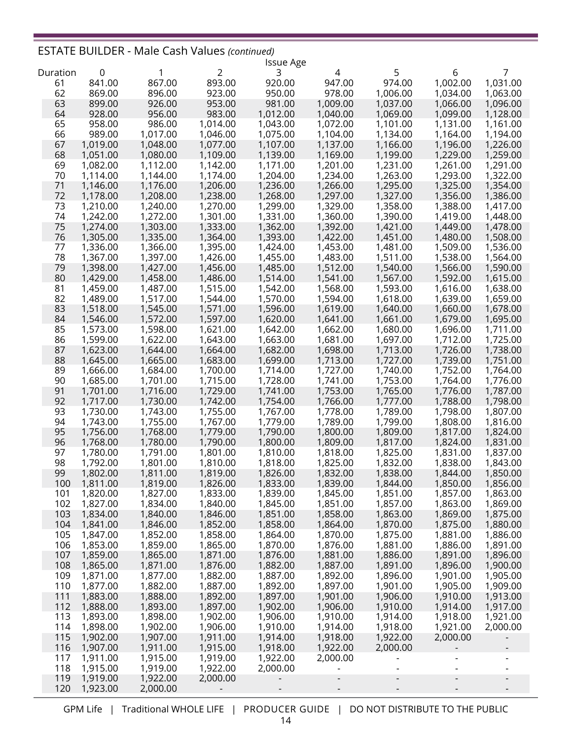## ESTATE BUILDER - Male Cash Values *(continued)*

| Duration | Issue Age 0 | 1 | 2 | 3 | 4 | 5 | 6 | 7 |
|---|---|---|---|---|---|---|---|---|
| 61 | 841.00 | 867.00 | 893.00 | 920.00 | 947.00 | 974.00 | 1,002.00 | 1,031.00 |
| 62 | 869.00 | 896.00 | 923.00 | 950.00 | 978.00 | 1,006.00 | 1,034.00 | 1,063.00 |
| 63 | 899.00 | 926.00 | 953.00 | 981.00 | 1,009.00 | 1,037.00 | 1,066.00 | 1,096.00 |
| 64 | 928.00 | 956.00 | 983.00 | 1,012.00 | 1,040.00 | 1,069.00 | 1,099.00 | 1,128.00 |
| 65 | 958.00 | 986.00 | 1,014.00 | 1,043.00 | 1,072.00 | 1,101.00 | 1,131.00 | 1,161.00 |
| 66 | 989.00 | 1,017.00 | 1,046.00 | 1,075.00 | 1,104.00 | 1,134.00 | 1,164.00 | 1,194.00 |
| 67 | 1,019.00 | 1,048.00 | 1,077.00 | 1,107.00 | 1,137.00 | 1,166.00 | 1,196.00 | 1,226.00 |
| 68 | 1,051.00 | 1,080.00 | 1,109.00 | 1,139.00 | 1,169.00 | 1,199.00 | 1,229.00 | 1,259.00 |
| 69 | 1,082.00 | 1,112.00 | 1,142.00 | 1,171.00 | 1,201.00 | 1,231.00 | 1,261.00 | 1,291.00 |
| 70 | 1,114.00 | 1,144.00 | 1,174.00 | 1,204.00 | 1,234.00 | 1,263.00 | 1,293.00 | 1,322.00 |
| 71 | 1,146.00 | 1,176.00 | 1,206.00 | 1,236.00 | 1,266.00 | 1,295.00 | 1,325.00 | 1,354.00 |
| 72 | 1,178.00 | 1,208.00 | 1,238.00 | 1,268.00 | 1,297.00 | 1,327.00 | 1,356.00 | 1,386.00 |
| 73 | 1,210.00 | 1,240.00 | 1,270.00 | 1,299.00 | 1,329.00 | 1,358.00 | 1,388.00 | 1,417.00 |
| 74 | 1,242.00 | 1,272.00 | 1,301.00 | 1,331.00 | 1,360.00 | 1,390.00 | 1,419.00 | 1,448.00 |
| 75 | 1,274.00 | 1,303.00 | 1,333.00 | 1,362.00 | 1,392.00 | 1,421.00 | 1,449.00 | 1,478.00 |
| 76 | 1,305.00 | 1,335.00 | 1,364.00 | 1,393.00 | 1,422.00 | 1,451.00 | 1,480.00 | 1,508.00 |
| 77 | 1,336.00 | 1,366.00 | 1,395.00 | 1,424.00 | 1,453.00 | 1,481.00 | 1,509.00 | 1,536.00 |
| 78 | 1,367.00 | 1,397.00 | 1,426.00 | 1,455.00 | 1,483.00 | 1,511.00 | 1,538.00 | 1,564.00 |
| 79 | 1,398.00 | 1,427.00 | 1,456.00 | 1,485.00 | 1,512.00 | 1,540.00 | 1,566.00 | 1,590.00 |
| 80 | 1,429.00 | 1,458.00 | 1,486.00 | 1,514.00 | 1,541.00 | 1,567.00 | 1,592.00 | 1,615.00 |
| 81 | 1,459.00 | 1,487.00 | 1,515.00 | 1,542.00 | 1,568.00 | 1,593.00 | 1,616.00 | 1,638.00 |
| 82 | 1,489.00 | 1,517.00 | 1,544.00 | 1,570.00 | 1,594.00 | 1,618.00 | 1,639.00 | 1,659.00 |
| 83 | 1,518.00 | 1,545.00 | 1,571.00 | 1,596.00 | 1,619.00 | 1,640.00 | 1,660.00 | 1,678.00 |
| 84 | 1,546.00 | 1,572.00 | 1,597.00 | 1,620.00 | 1,641.00 | 1,661.00 | 1,679.00 | 1,695.00 |
| 85 | 1,573.00 | 1,598.00 | 1,621.00 | 1,642.00 | 1,662.00 | 1,680.00 | 1,696.00 | 1,711.00 |
| 86 | 1,599.00 | 1,622.00 | 1,643.00 | 1,663.00 | 1,681.00 | 1,697.00 | 1,712.00 | 1,725.00 |
| 87 | 1,623.00 | 1,644.00 | 1,664.00 | 1,682.00 | 1,698.00 | 1,713.00 | 1,726.00 | 1,738.00 |
| 88 | 1,645.00 | 1,665.00 | 1,683.00 | 1,699.00 | 1,713.00 | 1,727.00 | 1,739.00 | 1,751.00 |
| 89 | 1,666.00 | 1,684.00 | 1,700.00 | 1,714.00 | 1,727.00 | 1,740.00 | 1,752.00 | 1,764.00 |
| 90 | 1,685.00 | 1,701.00 | 1,715.00 | 1,728.00 | 1,741.00 | 1,753.00 | 1,764.00 | 1,776.00 |
| 91 | 1,701.00 | 1,716.00 | 1,729.00 | 1,741.00 | 1,753.00 | 1,765.00 | 1,776.00 | 1,787.00 |
| 92 | 1,717.00 | 1,730.00 | 1,742.00 | 1,754.00 | 1,766.00 | 1,777.00 | 1,788.00 | 1,798.00 |
| 93 | 1,730.00 | 1,743.00 | 1,755.00 | 1,767.00 | 1,778.00 | 1,789.00 | 1,798.00 | 1,807.00 |
| 94 | 1,743.00 | 1,755.00 | 1,767.00 | 1,779.00 | 1,789.00 | 1,799.00 | 1,808.00 | 1,816.00 |
| 95 | 1,756.00 | 1,768.00 | 1,779.00 | 1,790.00 | 1,800.00 | 1,809.00 | 1,817.00 | 1,824.00 |
| 96 | 1,768.00 | 1,780.00 | 1,790.00 | 1,800.00 | 1,809.00 | 1,817.00 | 1,824.00 | 1,831.00 |
| 97 | 1,780.00 | 1,791.00 | 1,801.00 | 1,810.00 | 1,818.00 | 1,825.00 | 1,831.00 | 1,837.00 |
| 98 | 1,792.00 | 1,801.00 | 1,810.00 | 1,818.00 | 1,825.00 | 1,832.00 | 1,838.00 | 1,843.00 |
| 99 | 1,802.00 | 1,811.00 | 1,819.00 | 1,826.00 | 1,832.00 | 1,838.00 | 1,844.00 | 1,850.00 |
| 100 | 1,811.00 | 1,819.00 | 1,826.00 | 1,833.00 | 1,839.00 | 1,844.00 | 1,850.00 | 1,856.00 |
| 101 | 1,820.00 | 1,827.00 | 1,833.00 | 1,839.00 | 1,845.00 | 1,851.00 | 1,857.00 | 1,863.00 |
| 102 | 1,827.00 | 1,834.00 | 1,840.00 | 1,845.00 | 1,851.00 | 1,857.00 | 1,863.00 | 1,869.00 |
| 103 | 1,834.00 | 1,840.00 | 1,846.00 | 1,851.00 | 1,858.00 | 1,863.00 | 1,869.00 | 1,875.00 |
| 104 | 1,841.00 | 1,846.00 | 1,852.00 | 1,858.00 | 1,864.00 | 1,870.00 | 1,875.00 | 1,880.00 |
| 105 | 1,847.00 | 1,852.00 | 1,858.00 | 1,864.00 | 1,870.00 | 1,875.00 | 1,881.00 | 1,886.00 |
| 106 | 1,853.00 | 1,859.00 | 1,865.00 | 1,870.00 | 1,876.00 | 1,881.00 | 1,886.00 | 1,891.00 |
| 107 | 1,859.00 | 1,865.00 | 1,871.00 | 1,876.00 | 1,881.00 | 1,886.00 | 1,891.00 | 1,896.00 |
| 108 | 1,865.00 | 1,871.00 | 1,876.00 | 1,882.00 | 1,887.00 | 1,891.00 | 1,896.00 | 1,900.00 |
| 109 | 1,871.00 | 1,877.00 | 1,882.00 | 1,887.00 | 1,892.00 | 1,896.00 | 1,901.00 | 1,905.00 |
| 110 | 1,877.00 | 1,882.00 | 1,887.00 | 1,892.00 | 1,897.00 | 1,901.00 | 1,905.00 | 1,909.00 |
| 111 | 1,883.00 | 1,888.00 | 1,892.00 | 1,897.00 | 1,901.00 | 1,906.00 | 1,910.00 | 1,913.00 |
| 112 | 1,888.00 | 1,893.00 | 1,897.00 | 1,902.00 | 1,906.00 | 1,910.00 | 1,914.00 | 1,917.00 |
| 113 | 1,893.00 | 1,898.00 | 1,902.00 | 1,906.00 | 1,910.00 | 1,914.00 | 1,918.00 | 1,921.00 |
| 114 | 1,898.00 | 1,902.00 | 1,906.00 | 1,910.00 | 1,914.00 | 1,918.00 | 1,921.00 | 2,000.00 |
| 115 | 1,902.00 | 1,907.00 | 1,911.00 | 1,914.00 | 1,918.00 | 1,922.00 | 2,000.00 | - |
| 116 | 1,907.00 | 1,911.00 | 1,915.00 | 1,918.00 | 1,922.00 | 2,000.00 | - | - |
| 117 | 1,911.00 | 1,915.00 | 1,919.00 | 1,922.00 | 2,000.00 | - | - | - |
| 118 | 1,915.00 | 1,919.00 | 1,922.00 | 2,000.00 | - | - | - | - |
| 119 | 1,919.00 | 1,922.00 | 2,000.00 | - | - | - | - | - |
| 120 | 1,923.00 | 2,000.00 | - | - | - | - | - | - |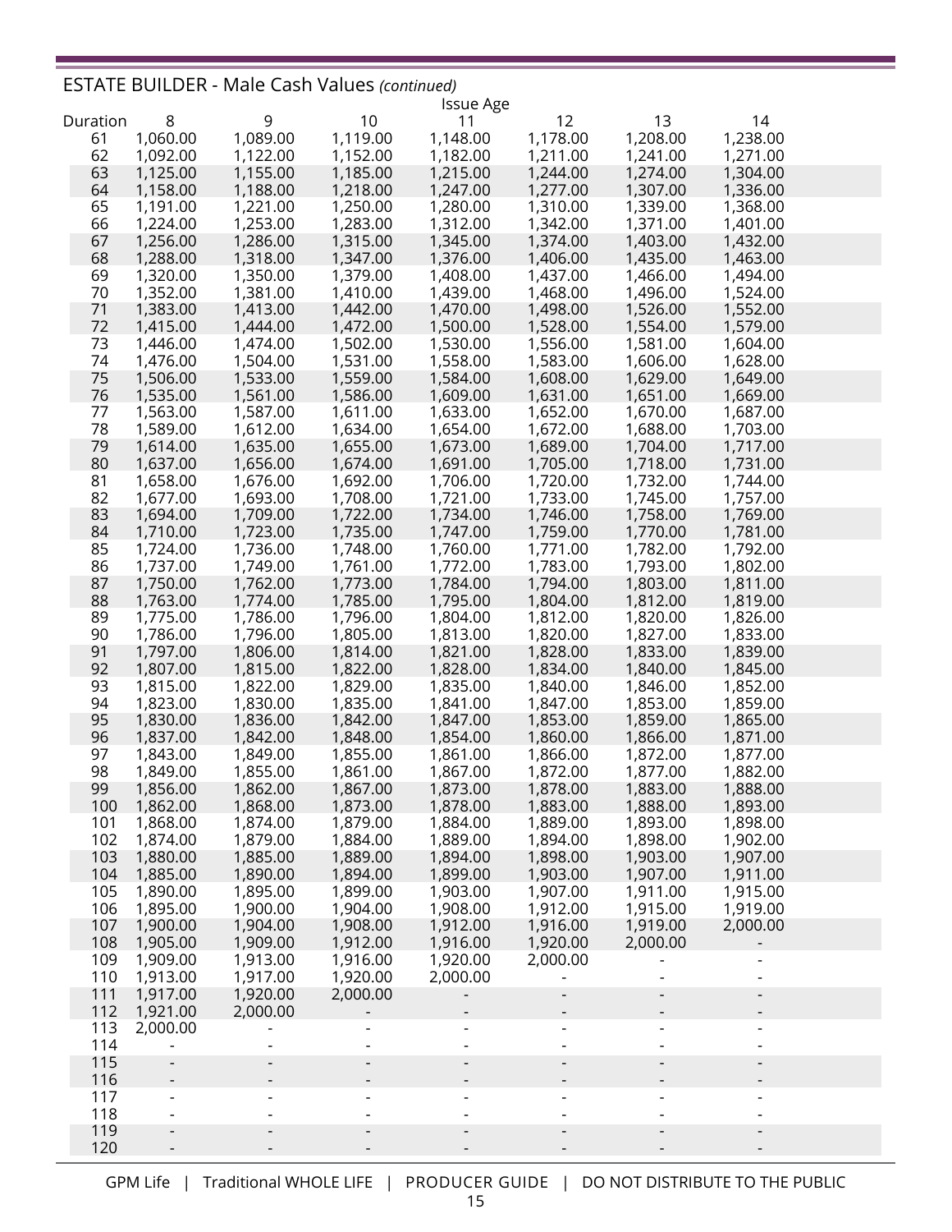## ESTATE BUILDER - Male Cash Values *(continued)*

| | Issue Age | | | | | | |
|---|---|---|---|---|---|---|---|
| Duration | 8 | 9 | 10 | 11 | 12 | 13 | 14 |
| 61 | 1,060.00 | 1,089.00 | 1,119.00 | 1,148.00 | 1,178.00 | 1,208.00 | 1,238.00 |
| 62 | 1,092.00 | 1,122.00 | 1,152.00 | 1,182.00 | 1,211.00 | 1,241.00 | 1,271.00 |
| 63 | 1,125.00 | 1,155.00 | 1,185.00 | 1,215.00 | 1,244.00 | 1,274.00 | 1,304.00 |
| 64 | 1,158.00 | 1,188.00 | 1,218.00 | 1,247.00 | 1,277.00 | 1,307.00 | 1,336.00 |
| 65 | 1,191.00 | 1,221.00 | 1,250.00 | 1,280.00 | 1,310.00 | 1,339.00 | 1,368.00 |
| 66 | 1,224.00 | 1,253.00 | 1,283.00 | 1,312.00 | 1,342.00 | 1,371.00 | 1,401.00 |
| 67 | 1,256.00 | 1,286.00 | 1,315.00 | 1,345.00 | 1,374.00 | 1,403.00 | 1,432.00 |
| 68 | 1,288.00 | 1,318.00 | 1,347.00 | 1,376.00 | 1,406.00 | 1,435.00 | 1,463.00 |
| 69 | 1,320.00 | 1,350.00 | 1,379.00 | 1,408.00 | 1,437.00 | 1,466.00 | 1,494.00 |
| 70 | 1,352.00 | 1,381.00 | 1,410.00 | 1,439.00 | 1,468.00 | 1,496.00 | 1,524.00 |
| 71 | 1,383.00 | 1,413.00 | 1,442.00 | 1,470.00 | 1,498.00 | 1,526.00 | 1,552.00 |
| 72 | 1,415.00 | 1,444.00 | 1,472.00 | 1,500.00 | 1,528.00 | 1,554.00 | 1,579.00 |
| 73 | 1,446.00 | 1,474.00 | 1,502.00 | 1,530.00 | 1,556.00 | 1,581.00 | 1,604.00 |
| 74 | 1,476.00 | 1,504.00 | 1,531.00 | 1,558.00 | 1,583.00 | 1,606.00 | 1,628.00 |
| 75 | 1,506.00 | 1,533.00 | 1,559.00 | 1,584.00 | 1,608.00 | 1,629.00 | 1,649.00 |
| 76 | 1,535.00 | 1,561.00 | 1,586.00 | 1,609.00 | 1,631.00 | 1,651.00 | 1,669.00 |
| 77 | 1,563.00 | 1,587.00 | 1,611.00 | 1,633.00 | 1,652.00 | 1,670.00 | 1,687.00 |
| 78 | 1,589.00 | 1,612.00 | 1,634.00 | 1,654.00 | 1,672.00 | 1,688.00 | 1,703.00 |
| 79 | 1,614.00 | 1,635.00 | 1,655.00 | 1,673.00 | 1,689.00 | 1,704.00 | 1,717.00 |
| 80 | 1,637.00 | 1,656.00 | 1,674.00 | 1,691.00 | 1,705.00 | 1,718.00 | 1,731.00 |
| 81 | 1,658.00 | 1,676.00 | 1,692.00 | 1,706.00 | 1,720.00 | 1,732.00 | 1,744.00 |
| 82 | 1,677.00 | 1,693.00 | 1,708.00 | 1,721.00 | 1,733.00 | 1,745.00 | 1,757.00 |
| 83 | 1,694.00 | 1,709.00 | 1,722.00 | 1,734.00 | 1,746.00 | 1,758.00 | 1,769.00 |
| 84 | 1,710.00 | 1,723.00 | 1,735.00 | 1,747.00 | 1,759.00 | 1,770.00 | 1,781.00 |
| 85 | 1,724.00 | 1,736.00 | 1,748.00 | 1,760.00 | 1,771.00 | 1,782.00 | 1,792.00 |
| 86 | 1,737.00 | 1,749.00 | 1,761.00 | 1,772.00 | 1,783.00 | 1,793.00 | 1,802.00 |
| 87 | 1,750.00 | 1,762.00 | 1,773.00 | 1,784.00 | 1,794.00 | 1,803.00 | 1,811.00 |
| 88 | 1,763.00 | 1,774.00 | 1,785.00 | 1,795.00 | 1,804.00 | 1,812.00 | 1,819.00 |
| 89 | 1,775.00 | 1,786.00 | 1,796.00 | 1,804.00 | 1,812.00 | 1,820.00 | 1,826.00 |
| 90 | 1,786.00 | 1,796.00 | 1,805.00 | 1,813.00 | 1,820.00 | 1,827.00 | 1,833.00 |
| 91 | 1,797.00 | 1,806.00 | 1,814.00 | 1,821.00 | 1,828.00 | 1,833.00 | 1,839.00 |
| 92 | 1,807.00 | 1,815.00 | 1,822.00 | 1,828.00 | 1,834.00 | 1,840.00 | 1,845.00 |
| 93 | 1,815.00 | 1,822.00 | 1,829.00 | 1,835.00 | 1,840.00 | 1,846.00 | 1,852.00 |
| 94 | 1,823.00 | 1,830.00 | 1,835.00 | 1,841.00 | 1,847.00 | 1,853.00 | 1,859.00 |
| 95 | 1,830.00 | 1,836.00 | 1,842.00 | 1,847.00 | 1,853.00 | 1,859.00 | 1,865.00 |
| 96 | 1,837.00 | 1,842.00 | 1,848.00 | 1,854.00 | 1,860.00 | 1,866.00 | 1,871.00 |
| 97 | 1,843.00 | 1,849.00 | 1,855.00 | 1,861.00 | 1,866.00 | 1,872.00 | 1,877.00 |
| 98 | 1,849.00 | 1,855.00 | 1,861.00 | 1,867.00 | 1,872.00 | 1,877.00 | 1,882.00 |
| 99 | 1,856.00 | 1,862.00 | 1,867.00 | 1,873.00 | 1,878.00 | 1,883.00 | 1,888.00 |
| 100 | 1,862.00 | 1,868.00 | 1,873.00 | 1,878.00 | 1,883.00 | 1,888.00 | 1,893.00 |
| 101 | 1,868.00 | 1,874.00 | 1,879.00 | 1,884.00 | 1,889.00 | 1,893.00 | 1,898.00 |
| 102 | 1,874.00 | 1,879.00 | 1,884.00 | 1,889.00 | 1,894.00 | 1,898.00 | 1,902.00 |
| 103 | 1,880.00 | 1,885.00 | 1,889.00 | 1,894.00 | 1,898.00 | 1,903.00 | 1,907.00 |
| 104 | 1,885.00 | 1,890.00 | 1,894.00 | 1,899.00 | 1,903.00 | 1,907.00 | 1,911.00 |
| 105 | 1,890.00 | 1,895.00 | 1,899.00 | 1,903.00 | 1,907.00 | 1,911.00 | 1,915.00 |
| 106 | 1,895.00 | 1,900.00 | 1,904.00 | 1,908.00 | 1,912.00 | 1,915.00 | 1,919.00 |
| 107 | 1,900.00 | 1,904.00 | 1,908.00 | 1,912.00 | 1,916.00 | 1,919.00 | 2,000.00 |
| 108 | 1,905.00 | 1,909.00 | 1,912.00 | 1,916.00 | 1,920.00 | 2,000.00 | - |
| 109 | 1,909.00 | 1,913.00 | 1,916.00 | 1,920.00 | 2,000.00 | - | - |
| 110 | 1,913.00 | 1,917.00 | 1,920.00 | 2,000.00 | - | - | - |
| 111 | 1,917.00 | 1,920.00 | 2,000.00 | - | - | - | - |
| 112 | 1,921.00 | 2,000.00 | - | - | - | - | - |
| 113 | 2,000.00 | - | - | - | - | - | - |
| 114 | - | - | - | - | - | - | - |
| 115 | - | - | - | - | - | - | - |
| 116 | - | - | - | - | - | - | - |
| 117 | - | - | - | - | - | - | - |
| 118 | - | - | - | - | - | - | - |
| 119 | - | - | - | - | - | - | - |
| 120 | - | - | - | - | - | - | - |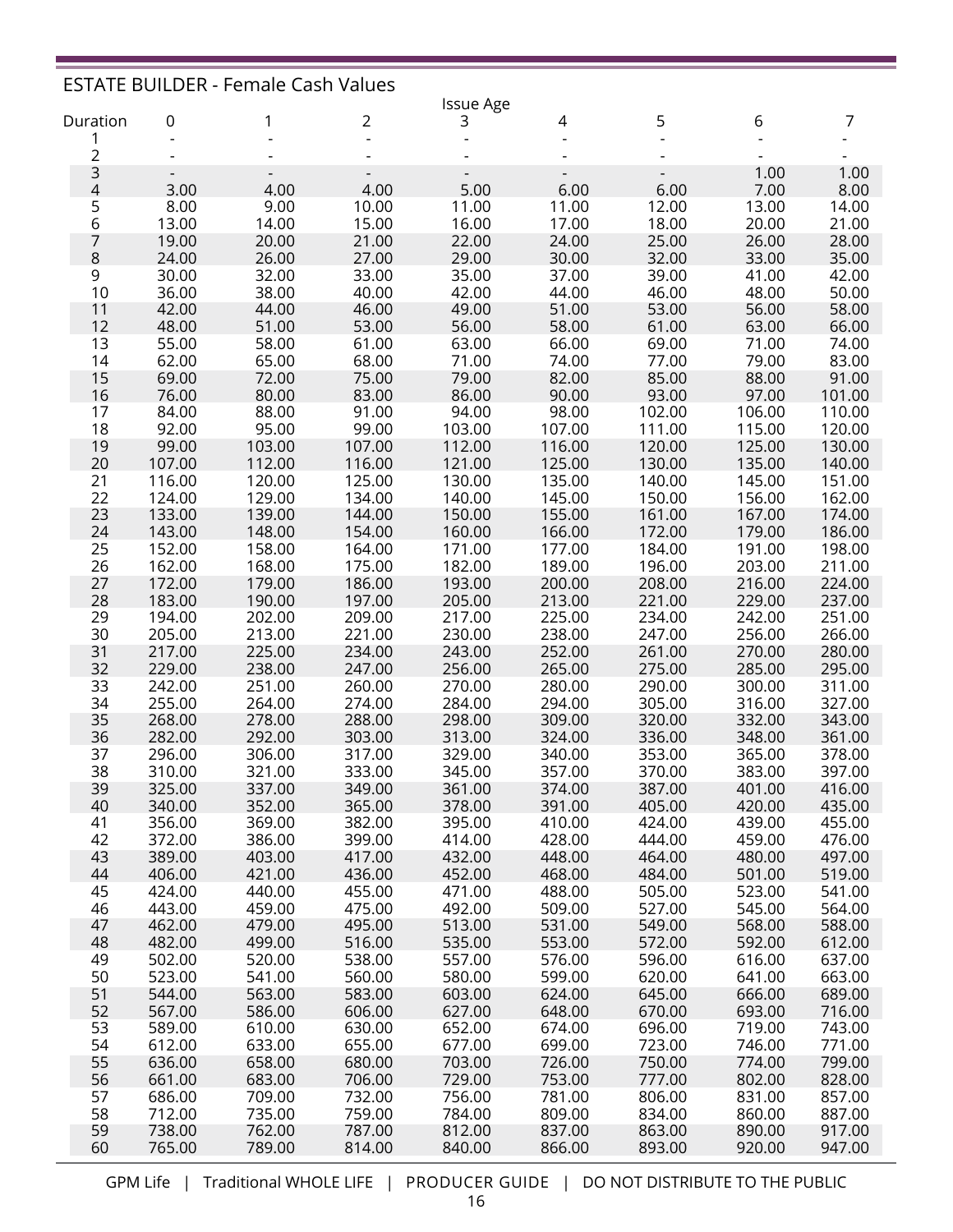## ESTATE BUILDER - Female Cash Values

| Duration | Issue Age 0 | 1 | 2 | 3 | 4 | 5 | 6 | 7 |
|---|---|---|---|---|---|---|---|---|
| 1 | - | - | - | - | - | - | - | - |
| 2 | - | - | - | - | - | - | - | - |
| 3 | - | - | - | - | - | - | 1.00 | 1.00 |
| 4 | 3.00 | 4.00 | 4.00 | 5.00 | 6.00 | 6.00 | 7.00 | 8.00 |
| 5 | 8.00 | 9.00 | 10.00 | 11.00 | 11.00 | 12.00 | 13.00 | 14.00 |
| 6 | 13.00 | 14.00 | 15.00 | 16.00 | 17.00 | 18.00 | 20.00 | 21.00 |
| 7 | 19.00 | 20.00 | 21.00 | 22.00 | 24.00 | 25.00 | 26.00 | 28.00 |
| 8 | 24.00 | 26.00 | 27.00 | 29.00 | 30.00 | 32.00 | 33.00 | 35.00 |
| 9 | 30.00 | 32.00 | 33.00 | 35.00 | 37.00 | 39.00 | 41.00 | 42.00 |
| 10 | 36.00 | 38.00 | 40.00 | 42.00 | 44.00 | 46.00 | 48.00 | 50.00 |
| 11 | 42.00 | 44.00 | 46.00 | 49.00 | 51.00 | 53.00 | 56.00 | 58.00 |
| 12 | 48.00 | 51.00 | 53.00 | 56.00 | 58.00 | 61.00 | 63.00 | 66.00 |
| 13 | 55.00 | 58.00 | 61.00 | 63.00 | 66.00 | 69.00 | 71.00 | 74.00 |
| 14 | 62.00 | 65.00 | 68.00 | 71.00 | 74.00 | 77.00 | 79.00 | 83.00 |
| 15 | 69.00 | 72.00 | 75.00 | 79.00 | 82.00 | 85.00 | 88.00 | 91.00 |
| 16 | 76.00 | 80.00 | 83.00 | 86.00 | 90.00 | 93.00 | 97.00 | 101.00 |
| 17 | 84.00 | 88.00 | 91.00 | 94.00 | 98.00 | 102.00 | 106.00 | 110.00 |
| 18 | 92.00 | 95.00 | 99.00 | 103.00 | 107.00 | 111.00 | 115.00 | 120.00 |
| 19 | 99.00 | 103.00 | 107.00 | 112.00 | 116.00 | 120.00 | 125.00 | 130.00 |
| 20 | 107.00 | 112.00 | 116.00 | 121.00 | 125.00 | 130.00 | 135.00 | 140.00 |
| 21 | 116.00 | 120.00 | 125.00 | 130.00 | 135.00 | 140.00 | 145.00 | 151.00 |
| 22 | 124.00 | 129.00 | 134.00 | 140.00 | 145.00 | 150.00 | 156.00 | 162.00 |
| 23 | 133.00 | 139.00 | 144.00 | 150.00 | 155.00 | 161.00 | 167.00 | 174.00 |
| 24 | 143.00 | 148.00 | 154.00 | 160.00 | 166.00 | 172.00 | 179.00 | 186.00 |
| 25 | 152.00 | 158.00 | 164.00 | 171.00 | 177.00 | 184.00 | 191.00 | 198.00 |
| 26 | 162.00 | 168.00 | 175.00 | 182.00 | 189.00 | 196.00 | 203.00 | 211.00 |
| 27 | 172.00 | 179.00 | 186.00 | 193.00 | 200.00 | 208.00 | 216.00 | 224.00 |
| 28 | 183.00 | 190.00 | 197.00 | 205.00 | 213.00 | 221.00 | 229.00 | 237.00 |
| 29 | 194.00 | 202.00 | 209.00 | 217.00 | 225.00 | 234.00 | 242.00 | 251.00 |
| 30 | 205.00 | 213.00 | 221.00 | 230.00 | 238.00 | 247.00 | 256.00 | 266.00 |
| 31 | 217.00 | 225.00 | 234.00 | 243.00 | 252.00 | 261.00 | 270.00 | 280.00 |
| 32 | 229.00 | 238.00 | 247.00 | 256.00 | 265.00 | 275.00 | 285.00 | 295.00 |
| 33 | 242.00 | 251.00 | 260.00 | 270.00 | 280.00 | 290.00 | 300.00 | 311.00 |
| 34 | 255.00 | 264.00 | 274.00 | 284.00 | 294.00 | 305.00 | 316.00 | 327.00 |
| 35 | 268.00 | 278.00 | 288.00 | 298.00 | 309.00 | 320.00 | 332.00 | 343.00 |
| 36 | 282.00 | 292.00 | 303.00 | 313.00 | 324.00 | 336.00 | 348.00 | 361.00 |
| 37 | 296.00 | 306.00 | 317.00 | 329.00 | 340.00 | 353.00 | 365.00 | 378.00 |
| 38 | 310.00 | 321.00 | 333.00 | 345.00 | 357.00 | 370.00 | 383.00 | 397.00 |
| 39 | 325.00 | 337.00 | 349.00 | 361.00 | 374.00 | 387.00 | 401.00 | 416.00 |
| 40 | 340.00 | 352.00 | 365.00 | 378.00 | 391.00 | 405.00 | 420.00 | 435.00 |
| 41 | 356.00 | 369.00 | 382.00 | 395.00 | 410.00 | 424.00 | 439.00 | 455.00 |
| 42 | 372.00 | 386.00 | 399.00 | 414.00 | 428.00 | 444.00 | 459.00 | 476.00 |
| 43 | 389.00 | 403.00 | 417.00 | 432.00 | 448.00 | 464.00 | 480.00 | 497.00 |
| 44 | 406.00 | 421.00 | 436.00 | 452.00 | 468.00 | 484.00 | 501.00 | 519.00 |
| 45 | 424.00 | 440.00 | 455.00 | 471.00 | 488.00 | 505.00 | 523.00 | 541.00 |
| 46 | 443.00 | 459.00 | 475.00 | 492.00 | 509.00 | 527.00 | 545.00 | 564.00 |
| 47 | 462.00 | 479.00 | 495.00 | 513.00 | 531.00 | 549.00 | 568.00 | 588.00 |
| 48 | 482.00 | 499.00 | 516.00 | 535.00 | 553.00 | 572.00 | 592.00 | 612.00 |
| 49 | 502.00 | 520.00 | 538.00 | 557.00 | 576.00 | 596.00 | 616.00 | 637.00 |
| 50 | 523.00 | 541.00 | 560.00 | 580.00 | 599.00 | 620.00 | 641.00 | 663.00 |
| 51 | 544.00 | 563.00 | 583.00 | 603.00 | 624.00 | 645.00 | 666.00 | 689.00 |
| 52 | 567.00 | 586.00 | 606.00 | 627.00 | 648.00 | 670.00 | 693.00 | 716.00 |
| 53 | 589.00 | 610.00 | 630.00 | 652.00 | 674.00 | 696.00 | 719.00 | 743.00 |
| 54 | 612.00 | 633.00 | 655.00 | 677.00 | 699.00 | 723.00 | 746.00 | 771.00 |
| 55 | 636.00 | 658.00 | 680.00 | 703.00 | 726.00 | 750.00 | 774.00 | 799.00 |
| 56 | 661.00 | 683.00 | 706.00 | 729.00 | 753.00 | 777.00 | 802.00 | 828.00 |
| 57 | 686.00 | 709.00 | 732.00 | 756.00 | 781.00 | 806.00 | 831.00 | 857.00 |
| 58 | 712.00 | 735.00 | 759.00 | 784.00 | 809.00 | 834.00 | 860.00 | 887.00 |
| 59 | 738.00 | 762.00 | 787.00 | 812.00 | 837.00 | 863.00 | 890.00 | 917.00 |
| 60 | 765.00 | 789.00 | 814.00 | 840.00 | 866.00 | 893.00 | 920.00 | 947.00 |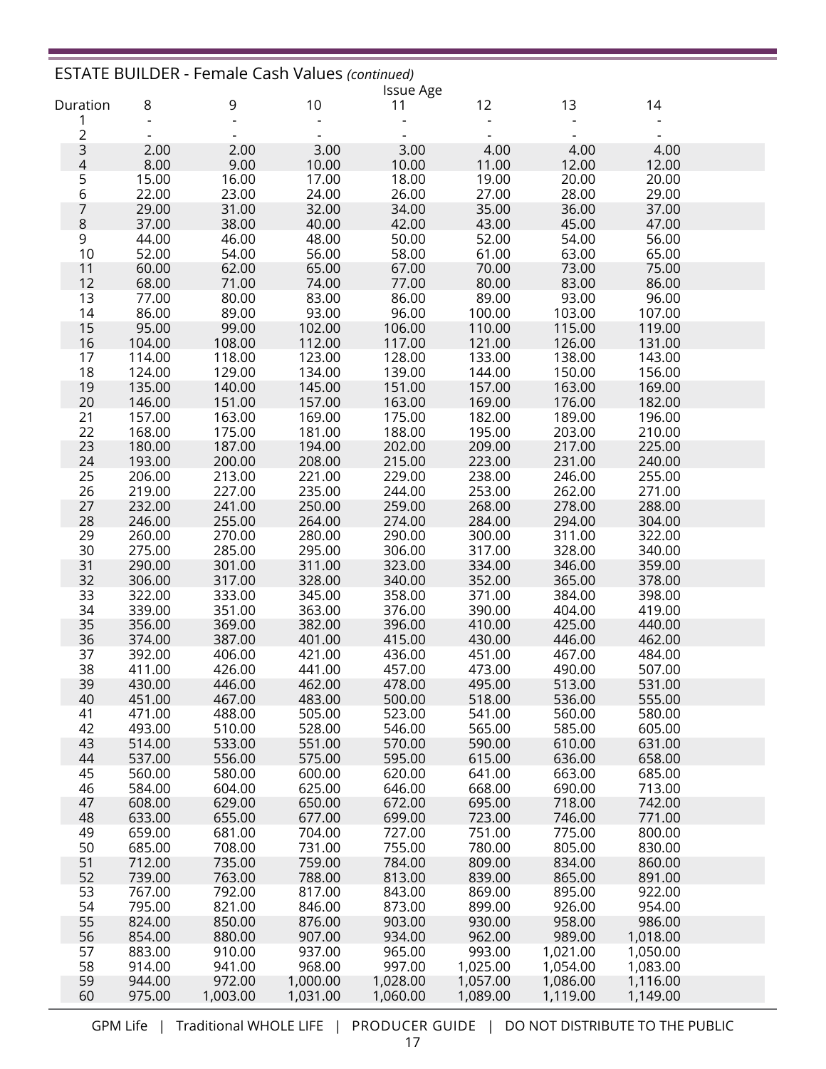## ESTATE BUILDER - Female Cash Values *(continued)*

| | Issue Age | | | | | | |
|---|---|---|---|---|---|---|---|
| Duration | 8 | 9 | 10 | 11 | 12 | 13 | 14 |
| 1 | - | - | - | - | - | - | - |
| 2 | - | - | - | - | - | - | - |
| 3 | 2.00 | 2.00 | 3.00 | 3.00 | 4.00 | 4.00 | 4.00 |
| 4 | 8.00 | 9.00 | 10.00 | 10.00 | 11.00 | 12.00 | 12.00 |
| 5 | 15.00 | 16.00 | 17.00 | 18.00 | 19.00 | 20.00 | 20.00 |
| 6 | 22.00 | 23.00 | 24.00 | 26.00 | 27.00 | 28.00 | 29.00 |
| 7 | 29.00 | 31.00 | 32.00 | 34.00 | 35.00 | 36.00 | 37.00 |
| 8 | 37.00 | 38.00 | 40.00 | 42.00 | 43.00 | 45.00 | 47.00 |
| 9 | 44.00 | 46.00 | 48.00 | 50.00 | 52.00 | 54.00 | 56.00 |
| 10 | 52.00 | 54.00 | 56.00 | 58.00 | 61.00 | 63.00 | 65.00 |
| 11 | 60.00 | 62.00 | 65.00 | 67.00 | 70.00 | 73.00 | 75.00 |
| 12 | 68.00 | 71.00 | 74.00 | 77.00 | 80.00 | 83.00 | 86.00 |
| 13 | 77.00 | 80.00 | 83.00 | 86.00 | 89.00 | 93.00 | 96.00 |
| 14 | 86.00 | 89.00 | 93.00 | 96.00 | 100.00 | 103.00 | 107.00 |
| 15 | 95.00 | 99.00 | 102.00 | 106.00 | 110.00 | 115.00 | 119.00 |
| 16 | 104.00 | 108.00 | 112.00 | 117.00 | 121.00 | 126.00 | 131.00 |
| 17 | 114.00 | 118.00 | 123.00 | 128.00 | 133.00 | 138.00 | 143.00 |
| 18 | 124.00 | 129.00 | 134.00 | 139.00 | 144.00 | 150.00 | 156.00 |
| 19 | 135.00 | 140.00 | 145.00 | 151.00 | 157.00 | 163.00 | 169.00 |
| 20 | 146.00 | 151.00 | 157.00 | 163.00 | 169.00 | 176.00 | 182.00 |
| 21 | 157.00 | 163.00 | 169.00 | 175.00 | 182.00 | 189.00 | 196.00 |
| 22 | 168.00 | 175.00 | 181.00 | 188.00 | 195.00 | 203.00 | 210.00 |
| 23 | 180.00 | 187.00 | 194.00 | 202.00 | 209.00 | 217.00 | 225.00 |
| 24 | 193.00 | 200.00 | 208.00 | 215.00 | 223.00 | 231.00 | 240.00 |
| 25 | 206.00 | 213.00 | 221.00 | 229.00 | 238.00 | 246.00 | 255.00 |
| 26 | 219.00 | 227.00 | 235.00 | 244.00 | 253.00 | 262.00 | 271.00 |
| 27 | 232.00 | 241.00 | 250.00 | 259.00 | 268.00 | 278.00 | 288.00 |
| 28 | 246.00 | 255.00 | 264.00 | 274.00 | 284.00 | 294.00 | 304.00 |
| 29 | 260.00 | 270.00 | 280.00 | 290.00 | 300.00 | 311.00 | 322.00 |
| 30 | 275.00 | 285.00 | 295.00 | 306.00 | 317.00 | 328.00 | 340.00 |
| 31 | 290.00 | 301.00 | 311.00 | 323.00 | 334.00 | 346.00 | 359.00 |
| 32 | 306.00 | 317.00 | 328.00 | 340.00 | 352.00 | 365.00 | 378.00 |
| 33 | 322.00 | 333.00 | 345.00 | 358.00 | 371.00 | 384.00 | 398.00 |
| 34 | 339.00 | 351.00 | 363.00 | 376.00 | 390.00 | 404.00 | 419.00 |
| 35 | 356.00 | 369.00 | 382.00 | 396.00 | 410.00 | 425.00 | 440.00 |
| 36 | 374.00 | 387.00 | 401.00 | 415.00 | 430.00 | 446.00 | 462.00 |
| 37 | 392.00 | 406.00 | 421.00 | 436.00 | 451.00 | 467.00 | 484.00 |
| 38 | 411.00 | 426.00 | 441.00 | 457.00 | 473.00 | 490.00 | 507.00 |
| 39 | 430.00 | 446.00 | 462.00 | 478.00 | 495.00 | 513.00 | 531.00 |
| 40 | 451.00 | 467.00 | 483.00 | 500.00 | 518.00 | 536.00 | 555.00 |
| 41 | 471.00 | 488.00 | 505.00 | 523.00 | 541.00 | 560.00 | 580.00 |
| 42 | 493.00 | 510.00 | 528.00 | 546.00 | 565.00 | 585.00 | 605.00 |
| 43 | 514.00 | 533.00 | 551.00 | 570.00 | 590.00 | 610.00 | 631.00 |
| 44 | 537.00 | 556.00 | 575.00 | 595.00 | 615.00 | 636.00 | 658.00 |
| 45 | 560.00 | 580.00 | 600.00 | 620.00 | 641.00 | 663.00 | 685.00 |
| 46 | 584.00 | 604.00 | 625.00 | 646.00 | 668.00 | 690.00 | 713.00 |
| 47 | 608.00 | 629.00 | 650.00 | 672.00 | 695.00 | 718.00 | 742.00 |
| 48 | 633.00 | 655.00 | 677.00 | 699.00 | 723.00 | 746.00 | 771.00 |
| 49 | 659.00 | 681.00 | 704.00 | 727.00 | 751.00 | 775.00 | 800.00 |
| 50 | 685.00 | 708.00 | 731.00 | 755.00 | 780.00 | 805.00 | 830.00 |
| 51 | 712.00 | 735.00 | 759.00 | 784.00 | 809.00 | 834.00 | 860.00 |
| 52 | 739.00 | 763.00 | 788.00 | 813.00 | 839.00 | 865.00 | 891.00 |
| 53 | 767.00 | 792.00 | 817.00 | 843.00 | 869.00 | 895.00 | 922.00 |
| 54 | 795.00 | 821.00 | 846.00 | 873.00 | 899.00 | 926.00 | 954.00 |
| 55 | 824.00 | 850.00 | 876.00 | 903.00 | 930.00 | 958.00 | 986.00 |
| 56 | 854.00 | 880.00 | 907.00 | 934.00 | 962.00 | 989.00 | 1,018.00 |
| 57 | 883.00 | 910.00 | 937.00 | 965.00 | 993.00 | 1,021.00 | 1,050.00 |
| 58 | 914.00 | 941.00 | 968.00 | 997.00 | 1,025.00 | 1,054.00 | 1,083.00 |
| 59 | 944.00 | 972.00 | 1,000.00 | 1,028.00 | 1,057.00 | 1,086.00 | 1,116.00 |
| 60 | 975.00 | 1,003.00 | 1,031.00 | 1,060.00 | 1,089.00 | 1,119.00 | 1,149.00 |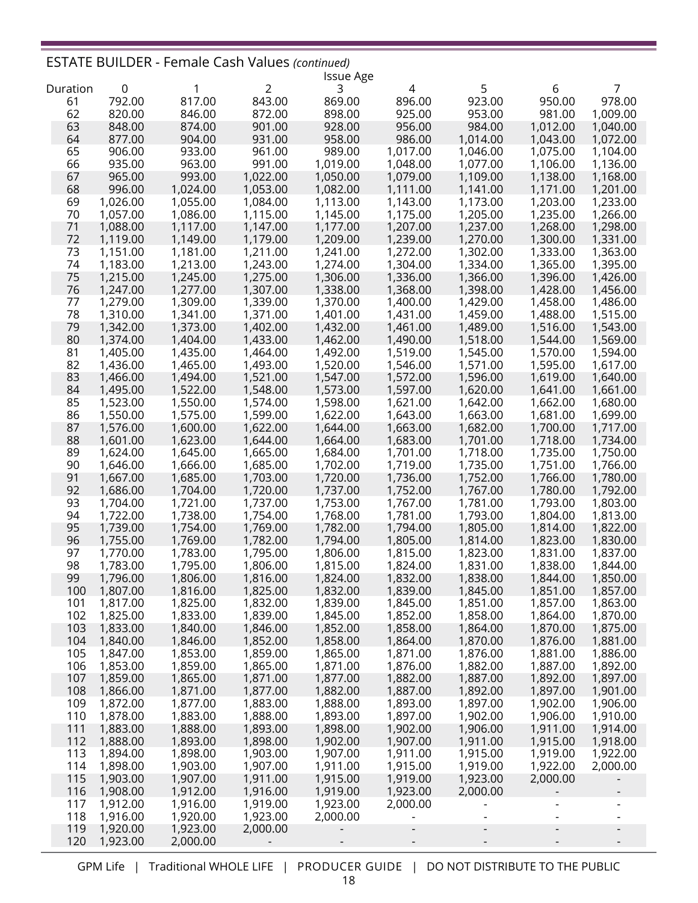## ESTATE BUILDER - Female Cash Values *(continued)*

| | Issue Age | | | | | | | |
|---|---|---|---|---|---|---|---|---|
| Duration | 0 | 1 | 2 | 3 | 4 | 5 | 6 | 7 |
| 61 | 792.00 | 817.00 | 843.00 | 869.00 | 896.00 | 923.00 | 950.00 | 978.00 |
| 62 | 820.00 | 846.00 | 872.00 | 898.00 | 925.00 | 953.00 | 981.00 | 1,009.00 |
| 63 | 848.00 | 874.00 | 901.00 | 928.00 | 956.00 | 984.00 | 1,012.00 | 1,040.00 |
| 64 | 877.00 | 904.00 | 931.00 | 958.00 | 986.00 | 1,014.00 | 1,043.00 | 1,072.00 |
| 65 | 906.00 | 933.00 | 961.00 | 989.00 | 1,017.00 | 1,046.00 | 1,075.00 | 1,104.00 |
| 66 | 935.00 | 963.00 | 991.00 | 1,019.00 | 1,048.00 | 1,077.00 | 1,106.00 | 1,136.00 |
| 67 | 965.00 | 993.00 | 1,022.00 | 1,050.00 | 1,079.00 | 1,109.00 | 1,138.00 | 1,168.00 |
| 68 | 996.00 | 1,024.00 | 1,053.00 | 1,082.00 | 1,111.00 | 1,141.00 | 1,171.00 | 1,201.00 |
| 69 | 1,026.00 | 1,055.00 | 1,084.00 | 1,113.00 | 1,143.00 | 1,173.00 | 1,203.00 | 1,233.00 |
| 70 | 1,057.00 | 1,086.00 | 1,115.00 | 1,145.00 | 1,175.00 | 1,205.00 | 1,235.00 | 1,266.00 |
| 71 | 1,088.00 | 1,117.00 | 1,147.00 | 1,177.00 | 1,207.00 | 1,237.00 | 1,268.00 | 1,298.00 |
| 72 | 1,119.00 | 1,149.00 | 1,179.00 | 1,209.00 | 1,239.00 | 1,270.00 | 1,300.00 | 1,331.00 |
| 73 | 1,151.00 | 1,181.00 | 1,211.00 | 1,241.00 | 1,272.00 | 1,302.00 | 1,333.00 | 1,363.00 |
| 74 | 1,183.00 | 1,213.00 | 1,243.00 | 1,274.00 | 1,304.00 | 1,334.00 | 1,365.00 | 1,395.00 |
| 75 | 1,215.00 | 1,245.00 | 1,275.00 | 1,306.00 | 1,336.00 | 1,366.00 | 1,396.00 | 1,426.00 |
| 76 | 1,247.00 | 1,277.00 | 1,307.00 | 1,338.00 | 1,368.00 | 1,398.00 | 1,428.00 | 1,456.00 |
| 77 | 1,279.00 | 1,309.00 | 1,339.00 | 1,370.00 | 1,400.00 | 1,429.00 | 1,458.00 | 1,486.00 |
| 78 | 1,310.00 | 1,341.00 | 1,371.00 | 1,401.00 | 1,431.00 | 1,459.00 | 1,488.00 | 1,515.00 |
| 79 | 1,342.00 | 1,373.00 | 1,402.00 | 1,432.00 | 1,461.00 | 1,489.00 | 1,516.00 | 1,543.00 |
| 80 | 1,374.00 | 1,404.00 | 1,433.00 | 1,462.00 | 1,490.00 | 1,518.00 | 1,544.00 | 1,569.00 |
| 81 | 1,405.00 | 1,435.00 | 1,464.00 | 1,492.00 | 1,519.00 | 1,545.00 | 1,570.00 | 1,594.00 |
| 82 | 1,436.00 | 1,465.00 | 1,493.00 | 1,520.00 | 1,546.00 | 1,571.00 | 1,595.00 | 1,617.00 |
| 83 | 1,466.00 | 1,494.00 | 1,521.00 | 1,547.00 | 1,572.00 | 1,596.00 | 1,619.00 | 1,640.00 |
| 84 | 1,495.00 | 1,522.00 | 1,548.00 | 1,573.00 | 1,597.00 | 1,620.00 | 1,641.00 | 1,661.00 |
| 85 | 1,523.00 | 1,550.00 | 1,574.00 | 1,598.00 | 1,621.00 | 1,642.00 | 1,662.00 | 1,680.00 |
| 86 | 1,550.00 | 1,575.00 | 1,599.00 | 1,622.00 | 1,643.00 | 1,663.00 | 1,681.00 | 1,699.00 |
| 87 | 1,576.00 | 1,600.00 | 1,622.00 | 1,644.00 | 1,663.00 | 1,682.00 | 1,700.00 | 1,717.00 |
| 88 | 1,601.00 | 1,623.00 | 1,644.00 | 1,664.00 | 1,683.00 | 1,701.00 | 1,718.00 | 1,734.00 |
| 89 | 1,624.00 | 1,645.00 | 1,665.00 | 1,684.00 | 1,701.00 | 1,718.00 | 1,735.00 | 1,750.00 |
| 90 | 1,646.00 | 1,666.00 | 1,685.00 | 1,702.00 | 1,719.00 | 1,735.00 | 1,751.00 | 1,766.00 |
| 91 | 1,667.00 | 1,685.00 | 1,703.00 | 1,720.00 | 1,736.00 | 1,752.00 | 1,766.00 | 1,780.00 |
| 92 | 1,686.00 | 1,704.00 | 1,720.00 | 1,737.00 | 1,752.00 | 1,767.00 | 1,780.00 | 1,792.00 |
| 93 | 1,704.00 | 1,721.00 | 1,737.00 | 1,753.00 | 1,767.00 | 1,781.00 | 1,793.00 | 1,803.00 |
| 94 | 1,722.00 | 1,738.00 | 1,754.00 | 1,768.00 | 1,781.00 | 1,793.00 | 1,804.00 | 1,813.00 |
| 95 | 1,739.00 | 1,754.00 | 1,769.00 | 1,782.00 | 1,794.00 | 1,805.00 | 1,814.00 | 1,822.00 |
| 96 | 1,755.00 | 1,769.00 | 1,782.00 | 1,794.00 | 1,805.00 | 1,814.00 | 1,823.00 | 1,830.00 |
| 97 | 1,770.00 | 1,783.00 | 1,795.00 | 1,806.00 | 1,815.00 | 1,823.00 | 1,831.00 | 1,837.00 |
| 98 | 1,783.00 | 1,795.00 | 1,806.00 | 1,815.00 | 1,824.00 | 1,831.00 | 1,838.00 | 1,844.00 |
| 99 | 1,796.00 | 1,806.00 | 1,816.00 | 1,824.00 | 1,832.00 | 1,838.00 | 1,844.00 | 1,850.00 |
| 100 | 1,807.00 | 1,816.00 | 1,825.00 | 1,832.00 | 1,839.00 | 1,845.00 | 1,851.00 | 1,857.00 |
| 101 | 1,817.00 | 1,825.00 | 1,832.00 | 1,839.00 | 1,845.00 | 1,851.00 | 1,857.00 | 1,863.00 |
| 102 | 1,825.00 | 1,833.00 | 1,839.00 | 1,845.00 | 1,852.00 | 1,858.00 | 1,864.00 | 1,870.00 |
| 103 | 1,833.00 | 1,840.00 | 1,846.00 | 1,852.00 | 1,858.00 | 1,864.00 | 1,870.00 | 1,875.00 |
| 104 | 1,840.00 | 1,846.00 | 1,852.00 | 1,858.00 | 1,864.00 | 1,870.00 | 1,876.00 | 1,881.00 |
| 105 | 1,847.00 | 1,853.00 | 1,859.00 | 1,865.00 | 1,871.00 | 1,876.00 | 1,881.00 | 1,886.00 |
| 106 | 1,853.00 | 1,859.00 | 1,865.00 | 1,871.00 | 1,876.00 | 1,882.00 | 1,887.00 | 1,892.00 |
| 107 | 1,859.00 | 1,865.00 | 1,871.00 | 1,877.00 | 1,882.00 | 1,887.00 | 1,892.00 | 1,897.00 |
| 108 | 1,866.00 | 1,871.00 | 1,877.00 | 1,882.00 | 1,887.00 | 1,892.00 | 1,897.00 | 1,901.00 |
| 109 | 1,872.00 | 1,877.00 | 1,883.00 | 1,888.00 | 1,893.00 | 1,897.00 | 1,902.00 | 1,906.00 |
| 110 | 1,878.00 | 1,883.00 | 1,888.00 | 1,893.00 | 1,897.00 | 1,902.00 | 1,906.00 | 1,910.00 |
| 111 | 1,883.00 | 1,888.00 | 1,893.00 | 1,898.00 | 1,902.00 | 1,906.00 | 1,911.00 | 1,914.00 |
| 112 | 1,888.00 | 1,893.00 | 1,898.00 | 1,902.00 | 1,907.00 | 1,911.00 | 1,915.00 | 1,918.00 |
| 113 | 1,894.00 | 1,898.00 | 1,903.00 | 1,907.00 | 1,911.00 | 1,915.00 | 1,919.00 | 1,922.00 |
| 114 | 1,898.00 | 1,903.00 | 1,907.00 | 1,911.00 | 1,915.00 | 1,919.00 | 1,922.00 | 2,000.00 |
| 115 | 1,903.00 | 1,907.00 | 1,911.00 | 1,915.00 | 1,919.00 | 1,923.00 | 2,000.00 | - |
| 116 | 1,908.00 | 1,912.00 | 1,916.00 | 1,919.00 | 1,923.00 | 2,000.00 | - | - |
| 117 | 1,912.00 | 1,916.00 | 1,919.00 | 1,923.00 | 2,000.00 | - | - | - |
| 118 | 1,916.00 | 1,920.00 | 1,923.00 | 2,000.00 | - | - | - | - |
| 119 | 1,920.00 | 1,923.00 | 2,000.00 | - | - | - | - | - |
| 120 | 1,923.00 | 2,000.00 | - | - | - | - | - | - |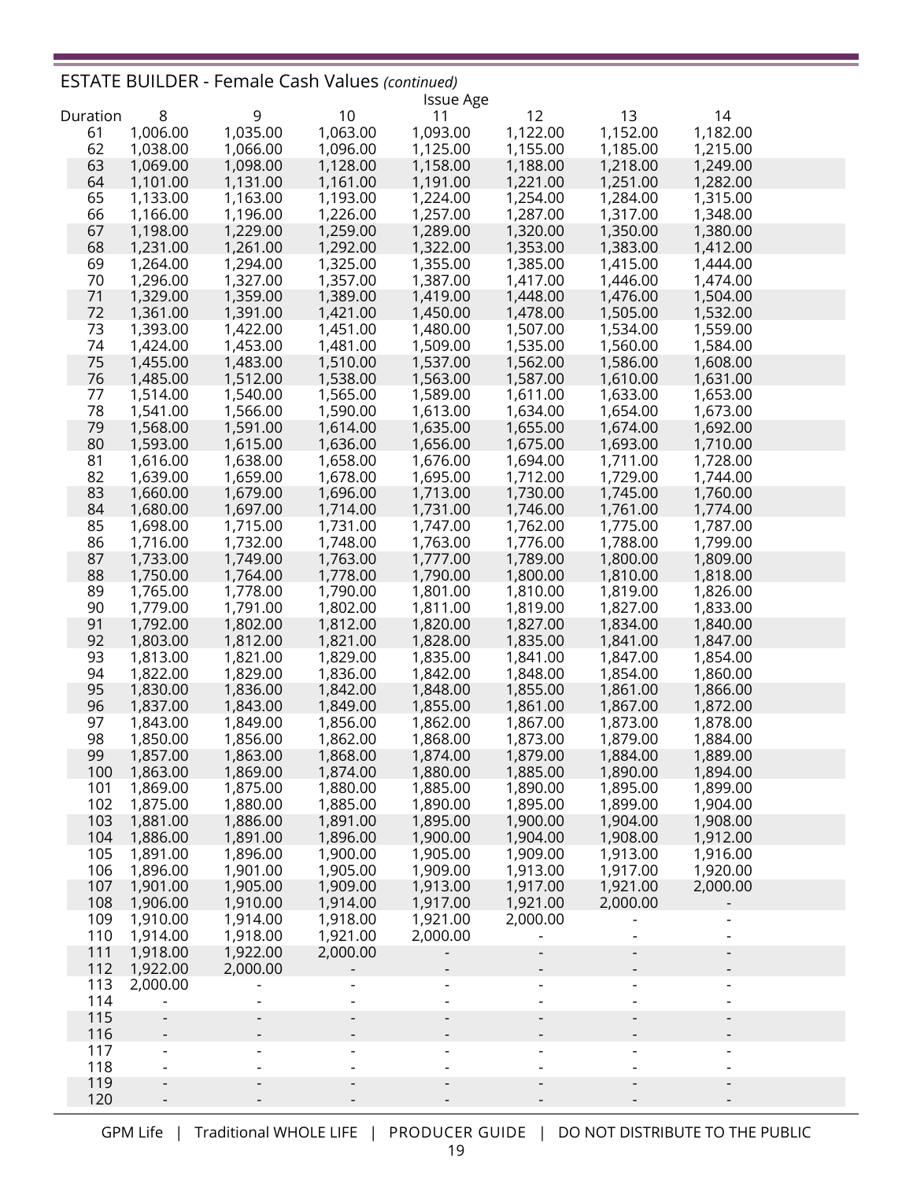## ESTATE BUILDER - Female Cash Values *(continued)*

| | Issue Age | | | | | | |
|---|---|---|---|---|---|---|---|
| Duration | 8 | 9 | 10 | 11 | 12 | 13 | 14 |
| 61 | 1,006.00 | 1,035.00 | 1,063.00 | 1,093.00 | 1,122.00 | 1,152.00 | 1,182.00 |
| 62 | 1,038.00 | 1,066.00 | 1,096.00 | 1,125.00 | 1,155.00 | 1,185.00 | 1,215.00 |
| 63 | 1,069.00 | 1,098.00 | 1,128.00 | 1,158.00 | 1,188.00 | 1,218.00 | 1,249.00 |
| 64 | 1,101.00 | 1,131.00 | 1,161.00 | 1,191.00 | 1,221.00 | 1,251.00 | 1,282.00 |
| 65 | 1,133.00 | 1,163.00 | 1,193.00 | 1,224.00 | 1,254.00 | 1,284.00 | 1,315.00 |
| 66 | 1,166.00 | 1,196.00 | 1,226.00 | 1,257.00 | 1,287.00 | 1,317.00 | 1,348.00 |
| 67 | 1,198.00 | 1,229.00 | 1,259.00 | 1,289.00 | 1,320.00 | 1,350.00 | 1,380.00 |
| 68 | 1,231.00 | 1,261.00 | 1,292.00 | 1,322.00 | 1,353.00 | 1,383.00 | 1,412.00 |
| 69 | 1,264.00 | 1,294.00 | 1,325.00 | 1,355.00 | 1,385.00 | 1,415.00 | 1,444.00 |
| 70 | 1,296.00 | 1,327.00 | 1,357.00 | 1,387.00 | 1,417.00 | 1,446.00 | 1,474.00 |
| 71 | 1,329.00 | 1,359.00 | 1,389.00 | 1,419.00 | 1,448.00 | 1,476.00 | 1,504.00 |
| 72 | 1,361.00 | 1,391.00 | 1,421.00 | 1,450.00 | 1,478.00 | 1,505.00 | 1,532.00 |
| 73 | 1,393.00 | 1,422.00 | 1,451.00 | 1,480.00 | 1,507.00 | 1,534.00 | 1,559.00 |
| 74 | 1,424.00 | 1,453.00 | 1,481.00 | 1,509.00 | 1,535.00 | 1,560.00 | 1,584.00 |
| 75 | 1,455.00 | 1,483.00 | 1,510.00 | 1,537.00 | 1,562.00 | 1,586.00 | 1,608.00 |
| 76 | 1,485.00 | 1,512.00 | 1,538.00 | 1,563.00 | 1,587.00 | 1,610.00 | 1,631.00 |
| 77 | 1,514.00 | 1,540.00 | 1,565.00 | 1,589.00 | 1,611.00 | 1,633.00 | 1,653.00 |
| 78 | 1,541.00 | 1,566.00 | 1,590.00 | 1,613.00 | 1,634.00 | 1,654.00 | 1,673.00 |
| 79 | 1,568.00 | 1,591.00 | 1,614.00 | 1,635.00 | 1,655.00 | 1,674.00 | 1,692.00 |
| 80 | 1,593.00 | 1,615.00 | 1,636.00 | 1,656.00 | 1,675.00 | 1,693.00 | 1,710.00 |
| 81 | 1,616.00 | 1,638.00 | 1,658.00 | 1,676.00 | 1,694.00 | 1,711.00 | 1,728.00 |
| 82 | 1,639.00 | 1,659.00 | 1,678.00 | 1,695.00 | 1,712.00 | 1,729.00 | 1,744.00 |
| 83 | 1,660.00 | 1,679.00 | 1,696.00 | 1,713.00 | 1,730.00 | 1,745.00 | 1,760.00 |
| 84 | 1,680.00 | 1,697.00 | 1,714.00 | 1,731.00 | 1,746.00 | 1,761.00 | 1,774.00 |
| 85 | 1,698.00 | 1,715.00 | 1,731.00 | 1,747.00 | 1,762.00 | 1,775.00 | 1,787.00 |
| 86 | 1,716.00 | 1,732.00 | 1,748.00 | 1,763.00 | 1,776.00 | 1,788.00 | 1,799.00 |
| 87 | 1,733.00 | 1,749.00 | 1,763.00 | 1,777.00 | 1,789.00 | 1,800.00 | 1,809.00 |
| 88 | 1,750.00 | 1,764.00 | 1,778.00 | 1,790.00 | 1,800.00 | 1,810.00 | 1,818.00 |
| 89 | 1,765.00 | 1,778.00 | 1,790.00 | 1,801.00 | 1,810.00 | 1,819.00 | 1,826.00 |
| 90 | 1,779.00 | 1,791.00 | 1,802.00 | 1,811.00 | 1,819.00 | 1,827.00 | 1,833.00 |
| 91 | 1,792.00 | 1,802.00 | 1,812.00 | 1,820.00 | 1,827.00 | 1,834.00 | 1,840.00 |
| 92 | 1,803.00 | 1,812.00 | 1,821.00 | 1,828.00 | 1,835.00 | 1,841.00 | 1,847.00 |
| 93 | 1,813.00 | 1,821.00 | 1,829.00 | 1,835.00 | 1,841.00 | 1,847.00 | 1,854.00 |
| 94 | 1,822.00 | 1,829.00 | 1,836.00 | 1,842.00 | 1,848.00 | 1,854.00 | 1,860.00 |
| 95 | 1,830.00 | 1,836.00 | 1,842.00 | 1,848.00 | 1,855.00 | 1,861.00 | 1,866.00 |
| 96 | 1,837.00 | 1,843.00 | 1,849.00 | 1,855.00 | 1,861.00 | 1,867.00 | 1,872.00 |
| 97 | 1,843.00 | 1,849.00 | 1,856.00 | 1,862.00 | 1,867.00 | 1,873.00 | 1,878.00 |
| 98 | 1,850.00 | 1,856.00 | 1,862.00 | 1,868.00 | 1,873.00 | 1,879.00 | 1,884.00 |
| 99 | 1,857.00 | 1,863.00 | 1,868.00 | 1,874.00 | 1,879.00 | 1,884.00 | 1,889.00 |
| 100 | 1,863.00 | 1,869.00 | 1,874.00 | 1,880.00 | 1,885.00 | 1,890.00 | 1,894.00 |
| 101 | 1,869.00 | 1,875.00 | 1,880.00 | 1,885.00 | 1,890.00 | 1,895.00 | 1,899.00 |
| 102 | 1,875.00 | 1,880.00 | 1,885.00 | 1,890.00 | 1,895.00 | 1,899.00 | 1,904.00 |
| 103 | 1,881.00 | 1,886.00 | 1,891.00 | 1,895.00 | 1,900.00 | 1,904.00 | 1,908.00 |
| 104 | 1,886.00 | 1,891.00 | 1,896.00 | 1,900.00 | 1,904.00 | 1,908.00 | 1,912.00 |
| 105 | 1,891.00 | 1,896.00 | 1,900.00 | 1,905.00 | 1,909.00 | 1,913.00 | 1,916.00 |
| 106 | 1,896.00 | 1,901.00 | 1,905.00 | 1,909.00 | 1,913.00 | 1,917.00 | 1,920.00 |
| 107 | 1,901.00 | 1,905.00 | 1,909.00 | 1,913.00 | 1,917.00 | 1,921.00 | 2,000.00 |
| 108 | 1,906.00 | 1,910.00 | 1,914.00 | 1,917.00 | 1,921.00 | 2,000.00 | - |
| 109 | 1,910.00 | 1,914.00 | 1,918.00 | 1,921.00 | 2,000.00 | - | - |
| 110 | 1,914.00 | 1,918.00 | 1,921.00 | 2,000.00 | - | - | - |
| 111 | 1,918.00 | 1,922.00 | 2,000.00 | - | - | - | - |
| 112 | 1,922.00 | 2,000.00 | - | - | - | - | - |
| 113 | 2,000.00 | - | - | - | - | - | - |
| 114 | - | - | - | - | - | - | - |
| 115 | - | - | - | - | - | - | - |
| 116 | - | - | - | - | - | - | - |
| 117 | - | - | - | - | - | - | - |
| 118 | - | - | - | - | - | - | - |
| 119 | - | - | - | - | - | - | - |
| 120 | - | - | - | - | - | - | - |

GPM Life | Traditional WHOLE LIFE | PRODUCER GUIDE | DO NOT DISTRIBUTE TO THE PUBLIC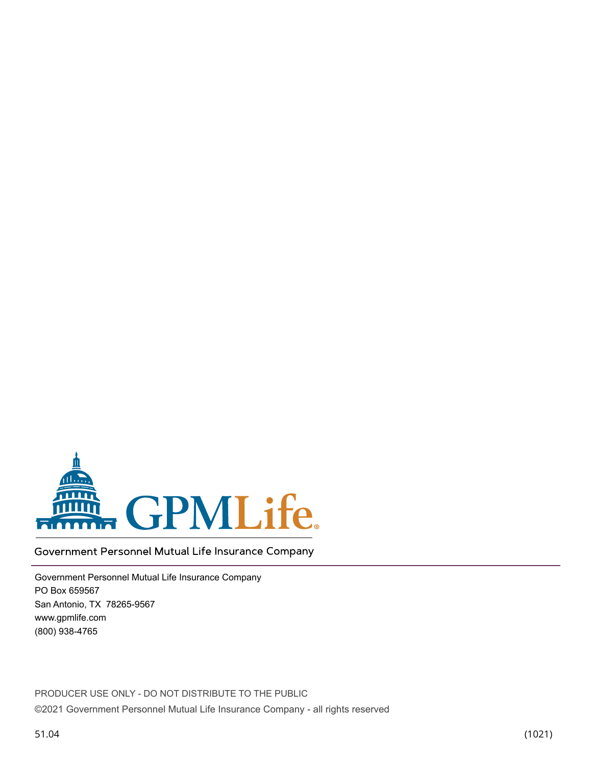GPMLife

Government Personnel Mutual Life Insurance Company

Government Personnel Mutual Life Insurance Company
PO Box 659567
San Antonio, TX 78265-9567
www.gpmlife.com
(800) 938-4765

PRODUCER USE ONLY - DO NOT DISTRIBUTE TO THE PUBLIC

©2021 Government Personnel Mutual Life Insurance Company - all rights reserved

51.04 (1021)